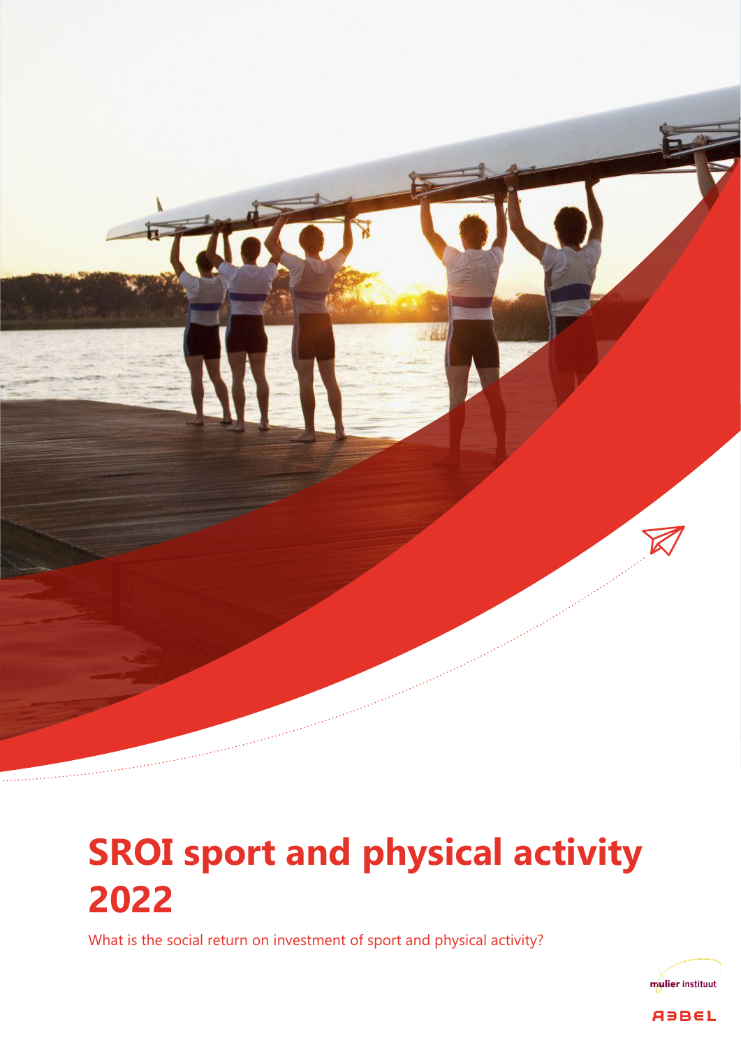# SROI sport and physical activity 2022

What is the social return on investment of sport and physical activity?

mulier instituut

ABBEL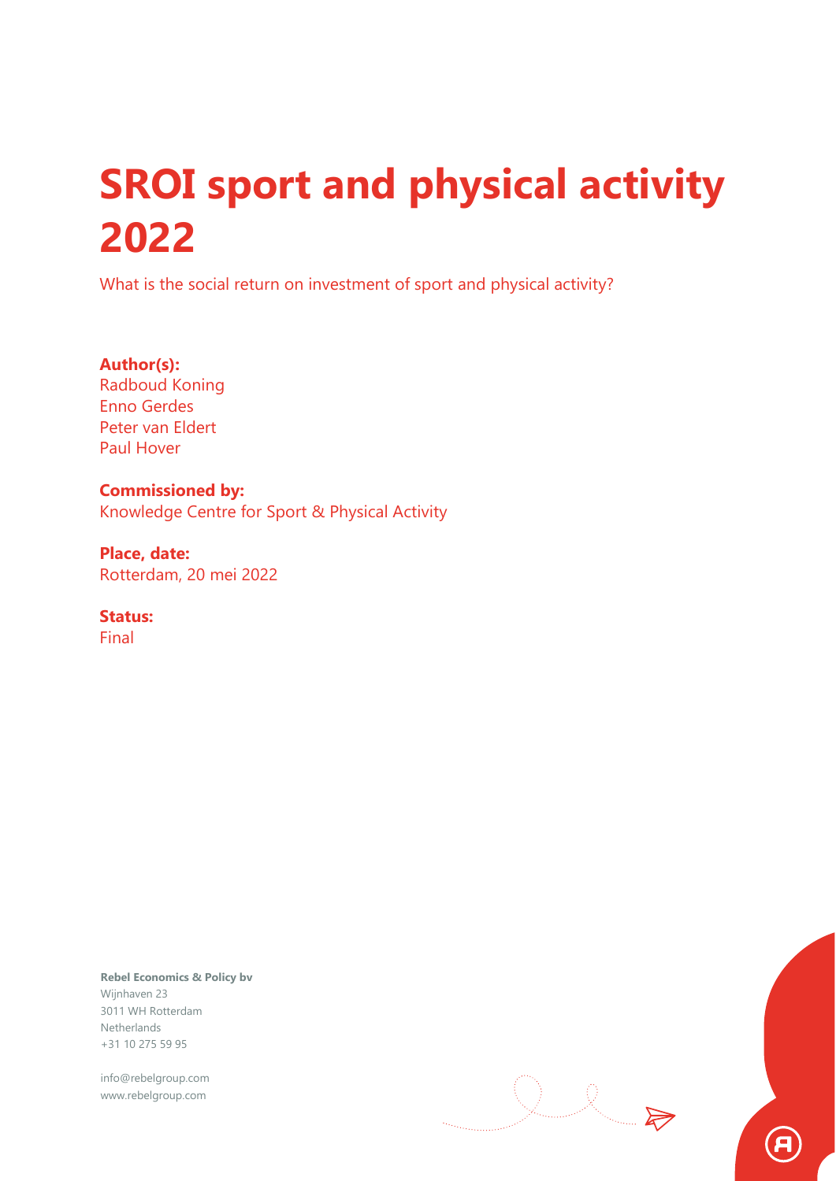# SROI sport and physical activity 2022

What is the social return on investment of sport and physical activity?

**Author(s):**
Radboud Koning
Enno Gerdes
Peter van Eldert
Paul Hover

**Commissioned by:**
Knowledge Centre for Sport & Physical Activity

**Place, date:**
Rotterdam, 20 mei 2022

**Status:**
Final

**Rebel Economics & Policy bv**
Wijnhaven 23
3011 WH Rotterdam
Netherlands
+31 10 275 59 95

info@rebelgroup.com
www.rebelgroup.com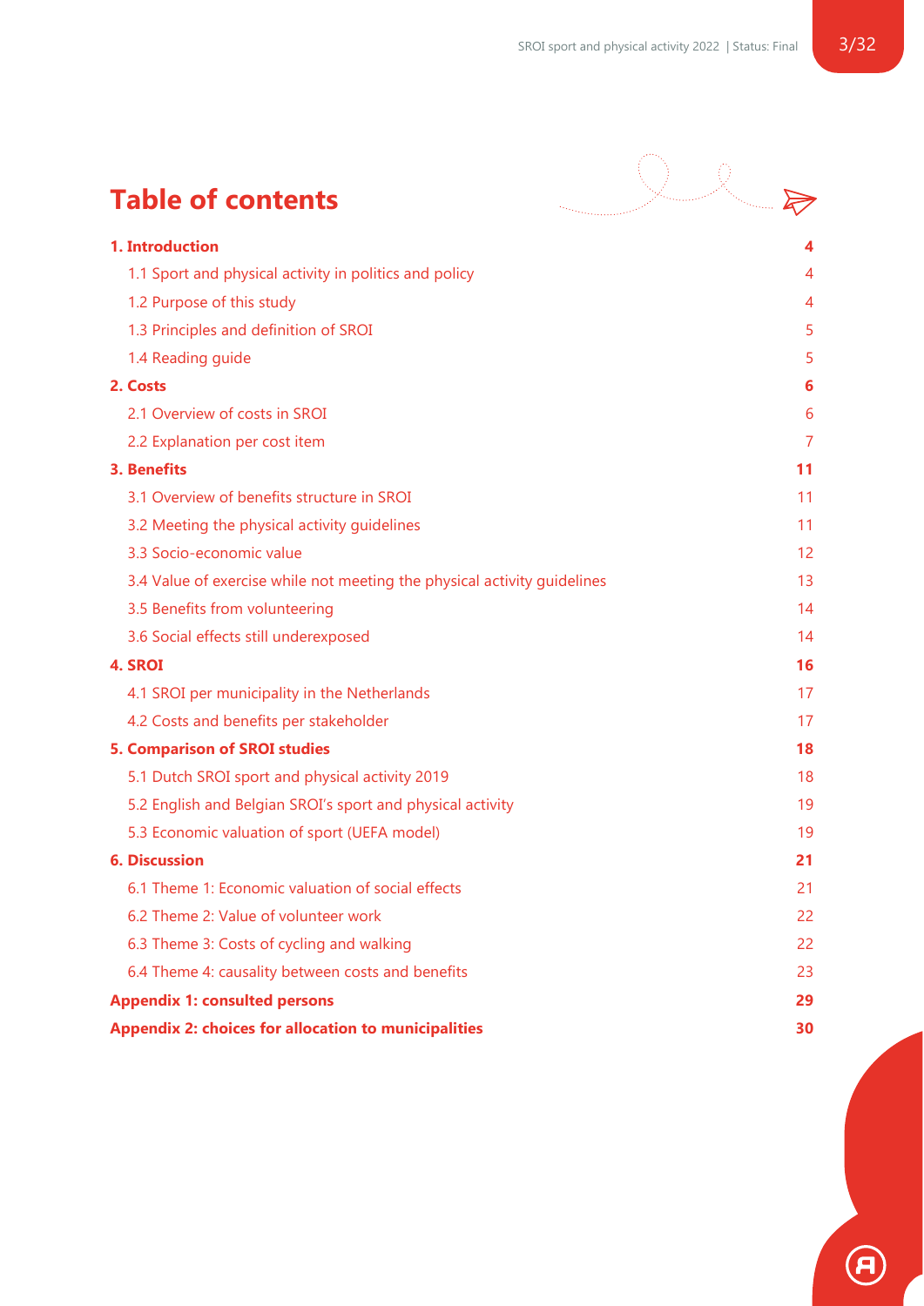# Table of contents

| | |
|---|---|
| **1. Introduction** | **4** |
| 1.1 Sport and physical activity in politics and policy | 4 |
| 1.2 Purpose of this study | 4 |
| 1.3 Principles and definition of SROI | 5 |
| 1.4 Reading guide | 5 |
| **2. Costs** | **6** |
| 2.1 Overview of costs in SROI | 6 |
| 2.2 Explanation per cost item | 7 |
| **3. Benefits** | **11** |
| 3.1 Overview of benefits structure in SROI | 11 |
| 3.2 Meeting the physical activity guidelines | 11 |
| 3.3 Socio-economic value | 12 |
| 3.4 Value of exercise while not meeting the physical activity guidelines | 13 |
| 3.5 Benefits from volunteering | 14 |
| 3.6 Social effects still underexposed | 14 |
| **4. SROI** | **16** |
| 4.1 SROI per municipality in the Netherlands | 17 |
| 4.2 Costs and benefits per stakeholder | 17 |
| **5. Comparison of SROI studies** | **18** |
| 5.1 Dutch SROI sport and physical activity 2019 | 18 |
| 5.2 English and Belgian SROI's sport and physical activity | 19 |
| 5.3 Economic valuation of sport (UEFA model) | 19 |
| **6. Discussion** | **21** |
| 6.1 Theme 1: Economic valuation of social effects | 21 |
| 6.2 Theme 2: Value of volunteer work | 22 |
| 6.3 Theme 3: Costs of cycling and walking | 22 |
| 6.4 Theme 4: causality between costs and benefits | 23 |
| **Appendix 1: consulted persons** | **29** |
| **Appendix 2: choices for allocation to municipalities** | **30** |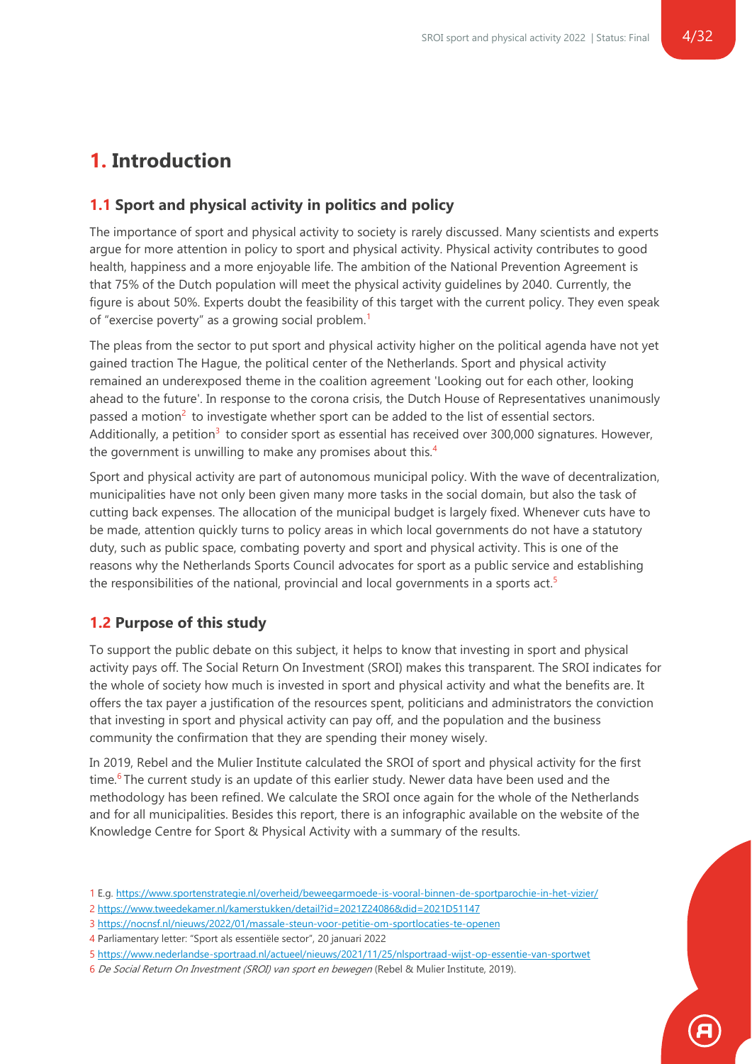# 1. Introduction

## 1.1 Sport and physical activity in politics and policy

The importance of sport and physical activity to society is rarely discussed. Many scientists and experts argue for more attention in policy to sport and physical activity. Physical activity contributes to good health, happiness and a more enjoyable life. The ambition of the National Prevention Agreement is that 75% of the Dutch population will meet the physical activity guidelines by 2040. Currently, the figure is about 50%. Experts doubt the feasibility of this target with the current policy. They even speak of "exercise poverty" as a growing social problem.[1]

The pleas from the sector to put sport and physical activity higher on the political agenda have not yet gained traction The Hague, the political center of the Netherlands. Sport and physical activity remained an underexposed theme in the coalition agreement 'Looking out for each other, looking ahead to the future'. In response to the corona crisis, the Dutch House of Representatives unanimously passed a motion[2] to investigate whether sport can be added to the list of essential sectors. Additionally, a petition[3] to consider sport as essential has received over 300,000 signatures. However, the government is unwilling to make any promises about this.[4]

Sport and physical activity are part of autonomous municipal policy. With the wave of decentralization, municipalities have not only been given many more tasks in the social domain, but also the task of cutting back expenses. The allocation of the municipal budget is largely fixed. Whenever cuts have to be made, attention quickly turns to policy areas in which local governments do not have a statutory duty, such as public space, combating poverty and sport and physical activity. This is one of the reasons why the Netherlands Sports Council advocates for sport as a public service and establishing the responsibilities of the national, provincial and local governments in a sports act.[5]

## 1.2 Purpose of this study

To support the public debate on this subject, it helps to know that investing in sport and physical activity pays off. The Social Return On Investment (SROI) makes this transparent. The SROI indicates for the whole of society how much is invested in sport and physical activity and what the benefits are. It offers the tax payer a justification of the resources spent, politicians and administrators the conviction that investing in sport and physical activity can pay off, and the population and the business community the confirmation that they are spending their money wisely.

In 2019, Rebel and the Mulier Institute calculated the SROI of sport and physical activity for the first time.[6] The current study is an update of this earlier study. Newer data have been used and the methodology has been refined. We calculate the SROI once again for the whole of the Netherlands and for all municipalities. Besides this report, there is an infographic available on the website of the Knowledge Centre for Sport & Physical Activity with a summary of the results.

1 E.g. https://www.sportenstrategie.nl/overheid/beweegarmoede-is-vooral-binnen-de-sportparochie-in-het-vizier/

2 https://www.tweedekamer.nl/kamerstukken/detail?id=2021Z24086&did=2021D51147

3 https://nocnsf.nl/nieuws/2022/01/massale-steun-voor-petitie-om-sportlocaties-te-openen

4 Parliamentary letter: "Sport als essentiële sector", 20 januari 2022

5 https://www.nederlandse-sportraad.nl/actueel/nieuws/2021/11/25/nlsportraad-wijst-op-essentie-van-sportwet

6 *De Social Return On Investment (SROI) van sport en bewegen* (Rebel & Mulier Institute, 2019).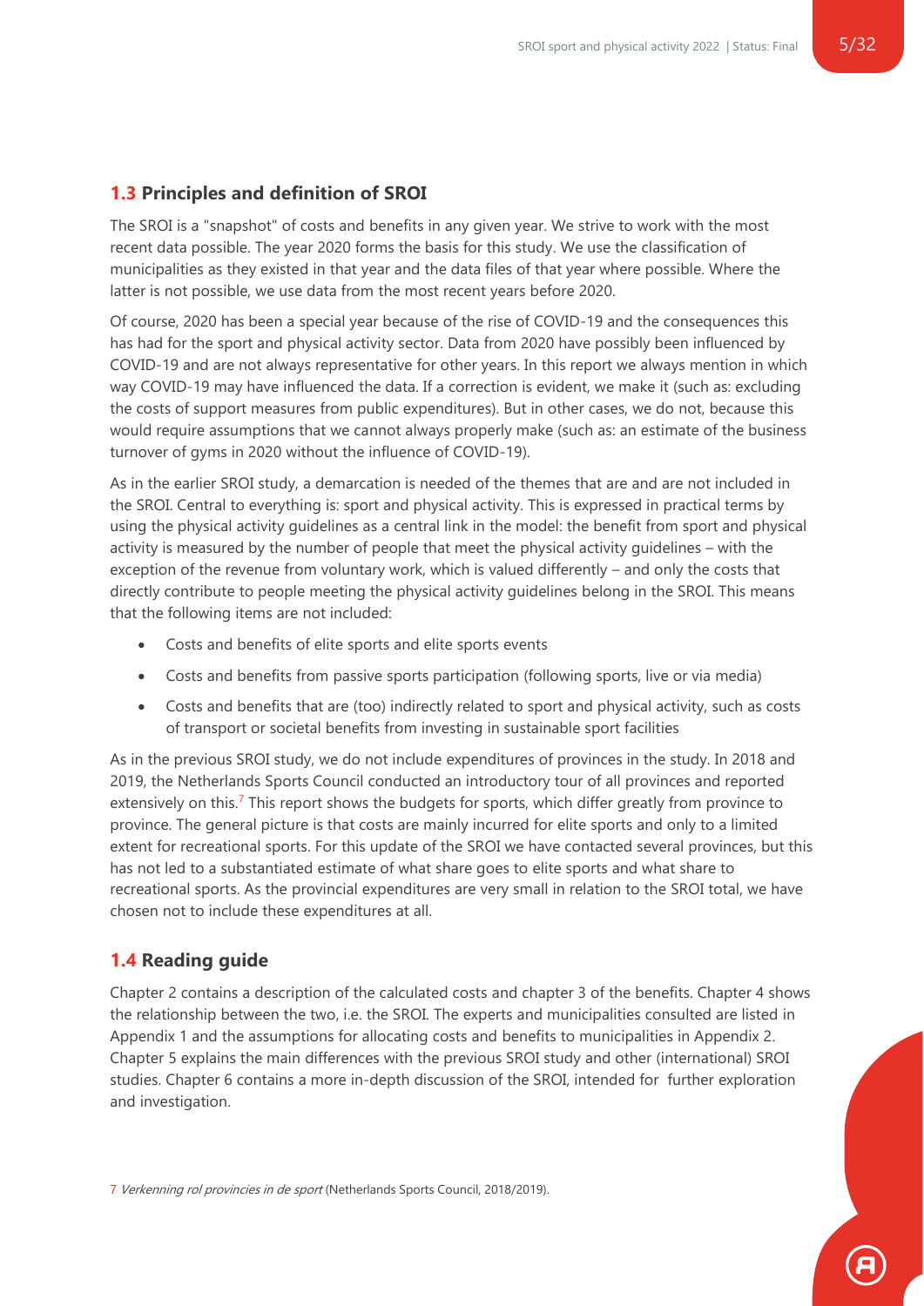## 1.3 Principles and definition of SROI

The SROI is a "snapshot" of costs and benefits in any given year. We strive to work with the most recent data possible. The year 2020 forms the basis for this study. We use the classification of municipalities as they existed in that year and the data files of that year where possible. Where the latter is not possible, we use data from the most recent years before 2020.

Of course, 2020 has been a special year because of the rise of COVID-19 and the consequences this has had for the sport and physical activity sector. Data from 2020 have possibly been influenced by COVID-19 and are not always representative for other years. In this report we always mention in which way COVID-19 may have influenced the data. If a correction is evident, we make it (such as: excluding the costs of support measures from public expenditures). But in other cases, we do not, because this would require assumptions that we cannot always properly make (such as: an estimate of the business turnover of gyms in 2020 without the influence of COVID-19).

As in the earlier SROI study, a demarcation is needed of the themes that are and are not included in the SROI. Central to everything is: sport and physical activity. This is expressed in practical terms by using the physical activity guidelines as a central link in the model: the benefit from sport and physical activity is measured by the number of people that meet the physical activity guidelines – with the exception of the revenue from voluntary work, which is valued differently – and only the costs that directly contribute to people meeting the physical activity guidelines belong in the SROI. This means that the following items are not included:

- Costs and benefits of elite sports and elite sports events
- Costs and benefits from passive sports participation (following sports, live or via media)
- Costs and benefits that are (too) indirectly related to sport and physical activity, such as costs of transport or societal benefits from investing in sustainable sport facilities

As in the previous SROI study, we do not include expenditures of provinces in the study. In 2018 and 2019, the Netherlands Sports Council conducted an introductory tour of all provinces and reported extensively on this.[7] This report shows the budgets for sports, which differ greatly from province to province. The general picture is that costs are mainly incurred for elite sports and only to a limited extent for recreational sports. For this update of the SROI we have contacted several provinces, but this has not led to a substantiated estimate of what share goes to elite sports and what share to recreational sports. As the provincial expenditures are very small in relation to the SROI total, we have chosen not to include these expenditures at all.

## 1.4 Reading guide

Chapter 2 contains a description of the calculated costs and chapter 3 of the benefits. Chapter 4 shows the relationship between the two, i.e. the SROI. The experts and municipalities consulted are listed in Appendix 1 and the assumptions for allocating costs and benefits to municipalities in Appendix 2. Chapter 5 explains the main differences with the previous SROI study and other (international) SROI studies. Chapter 6 contains a more in-depth discussion of the SROI, intended for further exploration and investigation.

7 *Verkenning rol provincies in de sport* (Netherlands Sports Council, 2018/2019).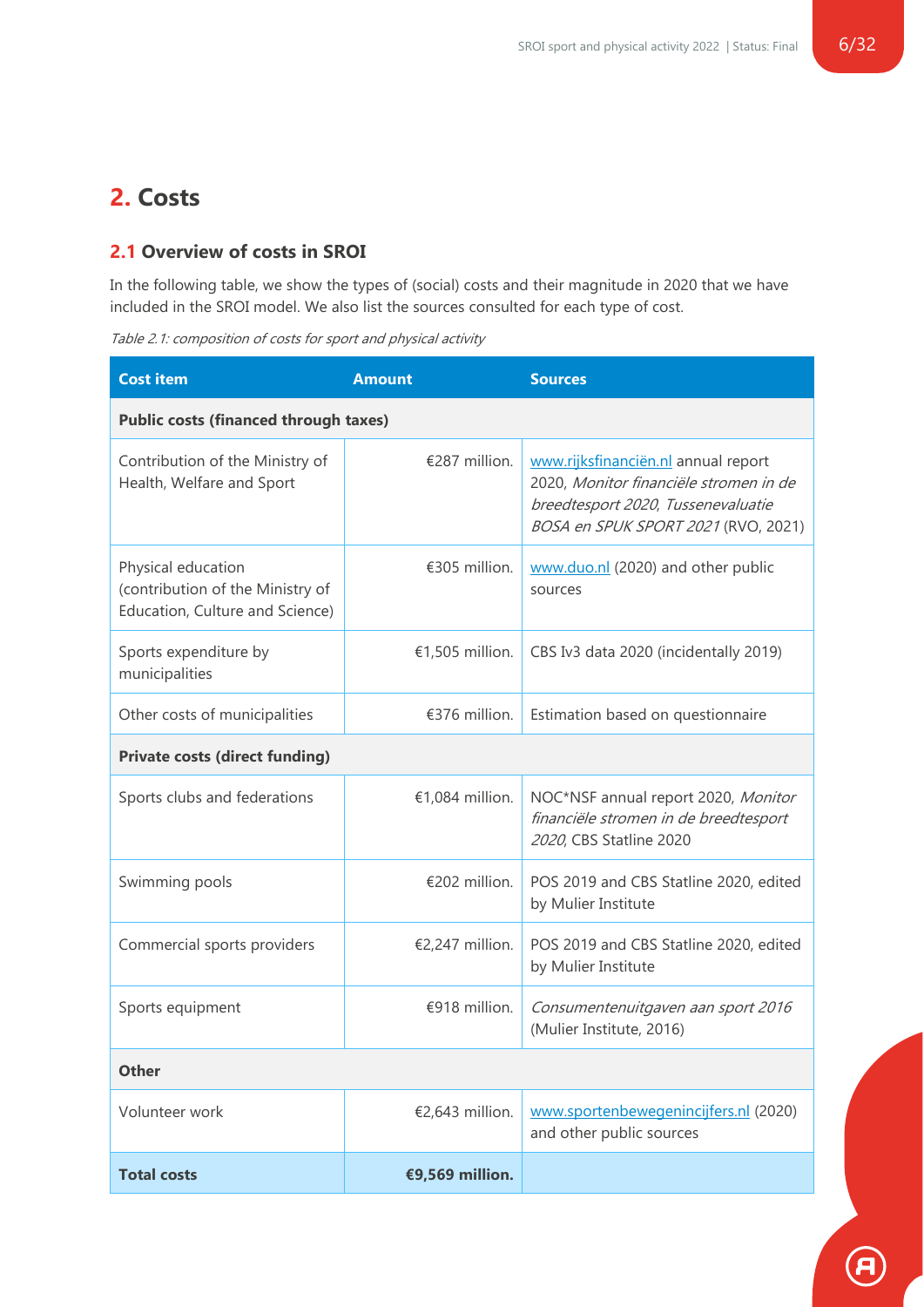## 2. Costs

### 2.1 Overview of costs in SROI

In the following table, we show the types of (social) costs and their magnitude in 2020 that we have included in the SROI model. We also list the sources consulted for each type of cost.

*Table 2.1: composition of costs for sport and physical activity*

| Cost item | Amount | Sources |
|---|---|---|
| **Public costs (financed through taxes)** | | |
| Contribution of the Ministry of Health, Welfare and Sport | €287 million. | www.rijksfinanciën.nl annual report 2020, *Monitor financiële stromen in de breedtesport 2020*, *Tussenevaluatie BOSA en SPUK SPORT 2021* (RVO, 2021) |
| Physical education (contribution of the Ministry of Education, Culture and Science) | €305 million. | www.duo.nl (2020) and other public sources |
| Sports expenditure by municipalities | €1,505 million. | CBS Iv3 data 2020 (incidentally 2019) |
| Other costs of municipalities | €376 million. | Estimation based on questionnaire |
| **Private costs (direct funding)** | | |
| Sports clubs and federations | €1,084 million. | NOC*NSF annual report 2020, *Monitor financiële stromen in de breedtesport 2020*, CBS Statline 2020 |
| Swimming pools | €202 million. | POS 2019 and CBS Statline 2020, edited by Mulier Institute |
| Commercial sports providers | €2,247 million. | POS 2019 and CBS Statline 2020, edited by Mulier Institute |
| Sports equipment | €918 million. | *Consumentenuitgaven aan sport 2016* (Mulier Institute, 2016) |
| **Other** | | |
| Volunteer work | €2,643 million. | www.sportenbewegenincijfers.nl (2020) and other public sources |
| **Total costs** | **€9,569 million.** | |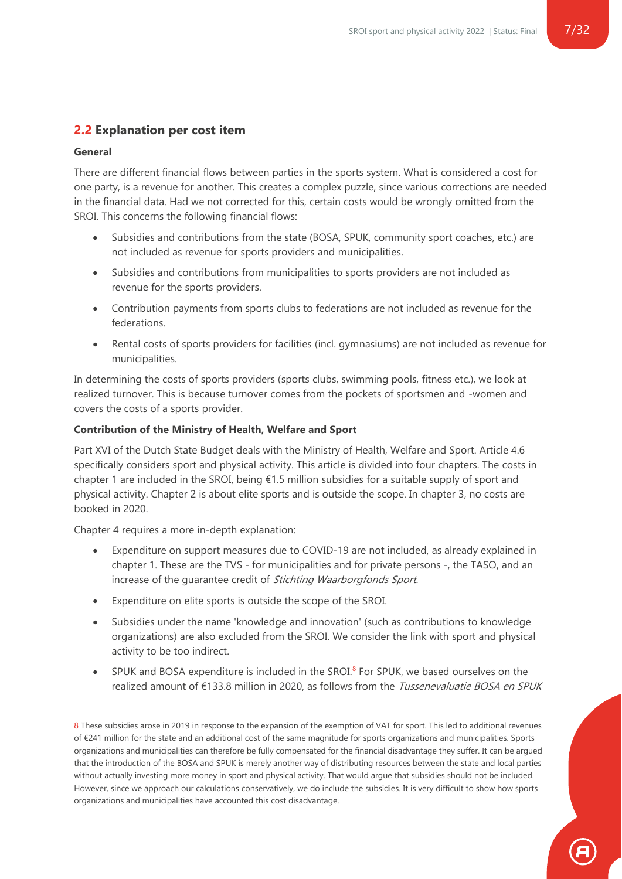## 2.2 Explanation per cost item

**General**

There are different financial flows between parties in the sports system. What is considered a cost for one party, is a revenue for another. This creates a complex puzzle, since various corrections are needed in the financial data. Had we not corrected for this, certain costs would be wrongly omitted from the SROI. This concerns the following financial flows:

- Subsidies and contributions from the state (BOSA, SPUK, community sport coaches, etc.) are not included as revenue for sports providers and municipalities.
- Subsidies and contributions from municipalities to sports providers are not included as revenue for the sports providers.
- Contribution payments from sports clubs to federations are not included as revenue for the federations.
- Rental costs of sports providers for facilities (incl. gymnasiums) are not included as revenue for municipalities.

In determining the costs of sports providers (sports clubs, swimming pools, fitness etc.), we look at realized turnover. This is because turnover comes from the pockets of sportsmen and -women and covers the costs of a sports provider.

**Contribution of the Ministry of Health, Welfare and Sport**

Part XVI of the Dutch State Budget deals with the Ministry of Health, Welfare and Sport. Article 4.6 specifically considers sport and physical activity. This article is divided into four chapters. The costs in chapter 1 are included in the SROI, being €1.5 million subsidies for a suitable supply of sport and physical activity. Chapter 2 is about elite sports and is outside the scope. In chapter 3, no costs are booked in 2020.

Chapter 4 requires a more in-depth explanation:

- Expenditure on support measures due to COVID-19 are not included, as already explained in chapter 1. These are the TVS - for municipalities and for private persons -, the TASO, and an increase of the guarantee credit of *Stichting Waarborgfonds Sport*.
- Expenditure on elite sports is outside the scope of the SROI.
- Subsidies under the name 'knowledge and innovation' (such as contributions to knowledge organizations) are also excluded from the SROI. We consider the link with sport and physical activity to be too indirect.
- SPUK and BOSA expenditure is included in the SROI.[8] For SPUK, we based ourselves on the realized amount of €133.8 million in 2020, as follows from the *Tussenevaluatie BOSA en SPUK*

[8] These subsidies arose in 2019 in response to the expansion of the exemption of VAT for sport. This led to additional revenues of €241 million for the state and an additional cost of the same magnitude for sports organizations and municipalities. Sports organizations and municipalities can therefore be fully compensated for the financial disadvantage they suffer. It can be argued that the introduction of the BOSA and SPUK is merely another way of distributing resources between the state and local parties without actually investing more money in sport and physical activity. That would argue that subsidies should not be included. However, since we approach our calculations conservatively, we do include the subsidies. It is very difficult to show how sports organizations and municipalities have accounted this cost disadvantage.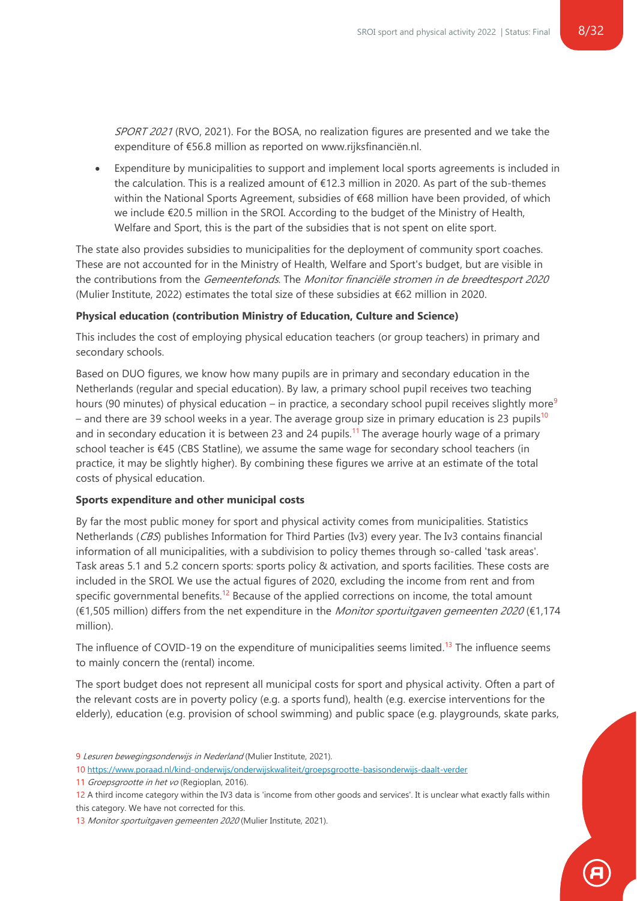*SPORT 2021* (RVO, 2021). For the BOSA, no realization figures are presented and we take the expenditure of €56.8 million as reported on www.rijksfinanciën.nl.

- Expenditure by municipalities to support and implement local sports agreements is included in the calculation. This is a realized amount of €12.3 million in 2020. As part of the sub-themes within the National Sports Agreement, subsidies of €68 million have been provided, of which we include €20.5 million in the SROI. According to the budget of the Ministry of Health, Welfare and Sport, this is the part of the subsidies that is not spent on elite sport.

The state also provides subsidies to municipalities for the deployment of community sport coaches. These are not accounted for in the Ministry of Health, Welfare and Sport's budget, but are visible in the contributions from the *Gemeentefonds*. The *Monitor financiële stromen in de breedtesport 2020* (Mulier Institute, 2022) estimates the total size of these subsidies at €62 million in 2020.

**Physical education (contribution Ministry of Education, Culture and Science)**

This includes the cost of employing physical education teachers (or group teachers) in primary and secondary schools.

Based on DUO figures, we know how many pupils are in primary and secondary education in the Netherlands (regular and special education). By law, a primary school pupil receives two teaching hours (90 minutes) of physical education – in practice, a secondary school pupil receives slightly more[9] – and there are 39 school weeks in a year. The average group size in primary education is 23 pupils[10] and in secondary education it is between 23 and 24 pupils.[11] The average hourly wage of a primary school teacher is €45 (CBS Statline), we assume the same wage for secondary school teachers (in practice, it may be slightly higher). By combining these figures we arrive at an estimate of the total costs of physical education.

**Sports expenditure and other municipal costs**

By far the most public money for sport and physical activity comes from municipalities. Statistics Netherlands (*CBS*) publishes Information for Third Parties (Iv3) every year. The Iv3 contains financial information of all municipalities, with a subdivision to policy themes through so-called 'task areas'. Task areas 5.1 and 5.2 concern sports: sports policy & activation, and sports facilities. These costs are included in the SROI. We use the actual figures of 2020, excluding the income from rent and from specific governmental benefits.[12] Because of the applied corrections on income, the total amount (€1,505 million) differs from the net expenditure in the *Monitor sportuitgaven gemeenten 2020* (€1,174 million).

The influence of COVID-19 on the expenditure of municipalities seems limited.[13] The influence seems to mainly concern the (rental) income.

The sport budget does not represent all municipal costs for sport and physical activity. Often a part of the relevant costs are in poverty policy (e.g. a sports fund), health (e.g. exercise interventions for the elderly), education (e.g. provision of school swimming) and public space (e.g. playgrounds, skate parks,

---

9 *Lesuren bewegingsonderwijs in Nederland* (Mulier Institute, 2021).

10 https://www.poraad.nl/kind-onderwijs/onderwijskwaliteit/groepsgrootte-basisonderwijs-daalt-verder

11 *Groepsgrootte in het vo* (Regioplan, 2016).

12 A third income category within the IV3 data is 'income from other goods and services'. It is unclear what exactly falls within this category. We have not corrected for this.

13 *Monitor sportuitgaven gemeenten 2020* (Mulier Institute, 2021).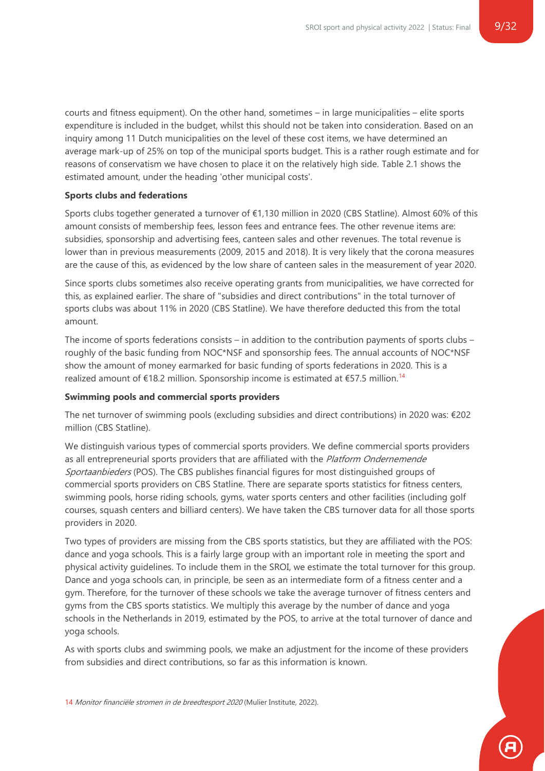courts and fitness equipment). On the other hand, sometimes – in large municipalities – elite sports expenditure is included in the budget, whilst this should not be taken into consideration. Based on an inquiry among 11 Dutch municipalities on the level of these cost items, we have determined an average mark-up of 25% on top of the municipal sports budget. This is a rather rough estimate and for reasons of conservatism we have chosen to place it on the relatively high side. Table 2.1 shows the estimated amount, under the heading 'other municipal costs'.

**Sports clubs and federations**

Sports clubs together generated a turnover of €1,130 million in 2020 (CBS Statline). Almost 60% of this amount consists of membership fees, lesson fees and entrance fees. The other revenue items are: subsidies, sponsorship and advertising fees, canteen sales and other revenues. The total revenue is lower than in previous measurements (2009, 2015 and 2018). It is very likely that the corona measures are the cause of this, as evidenced by the low share of canteen sales in the measurement of year 2020.

Since sports clubs sometimes also receive operating grants from municipalities, we have corrected for this, as explained earlier. The share of "subsidies and direct contributions" in the total turnover of sports clubs was about 11% in 2020 (CBS Statline). We have therefore deducted this from the total amount.

The income of sports federations consists – in addition to the contribution payments of sports clubs – roughly of the basic funding from NOC*NSF and sponsorship fees. The annual accounts of NOC*NSF show the amount of money earmarked for basic funding of sports federations in 2020. This is a realized amount of €18.2 million. Sponsorship income is estimated at €57.5 million.[14]

**Swimming pools and commercial sports providers**

The net turnover of swimming pools (excluding subsidies and direct contributions) in 2020 was: €202 million (CBS Statline).

We distinguish various types of commercial sports providers. We define commercial sports providers as all entrepreneurial sports providers that are affiliated with the *Platform Ondernemende Sportaanbieders* (POS). The CBS publishes financial figures for most distinguished groups of commercial sports providers on CBS Statline. There are separate sports statistics for fitness centers, swimming pools, horse riding schools, gyms, water sports centers and other facilities (including golf courses, squash centers and billiard centers). We have taken the CBS turnover data for all those sports providers in 2020.

Two types of providers are missing from the CBS sports statistics, but they are affiliated with the POS: dance and yoga schools. This is a fairly large group with an important role in meeting the sport and physical activity guidelines. To include them in the SROI, we estimate the total turnover for this group. Dance and yoga schools can, in principle, be seen as an intermediate form of a fitness center and a gym. Therefore, for the turnover of these schools we take the average turnover of fitness centers and gyms from the CBS sports statistics. We multiply this average by the number of dance and yoga schools in the Netherlands in 2019, estimated by the POS, to arrive at the total turnover of dance and yoga schools.

As with sports clubs and swimming pools, we make an adjustment for the income of these providers from subsidies and direct contributions, so far as this information is known.

14 *Monitor financiële stromen in de breedtesport 2020* (Mulier Institute, 2022).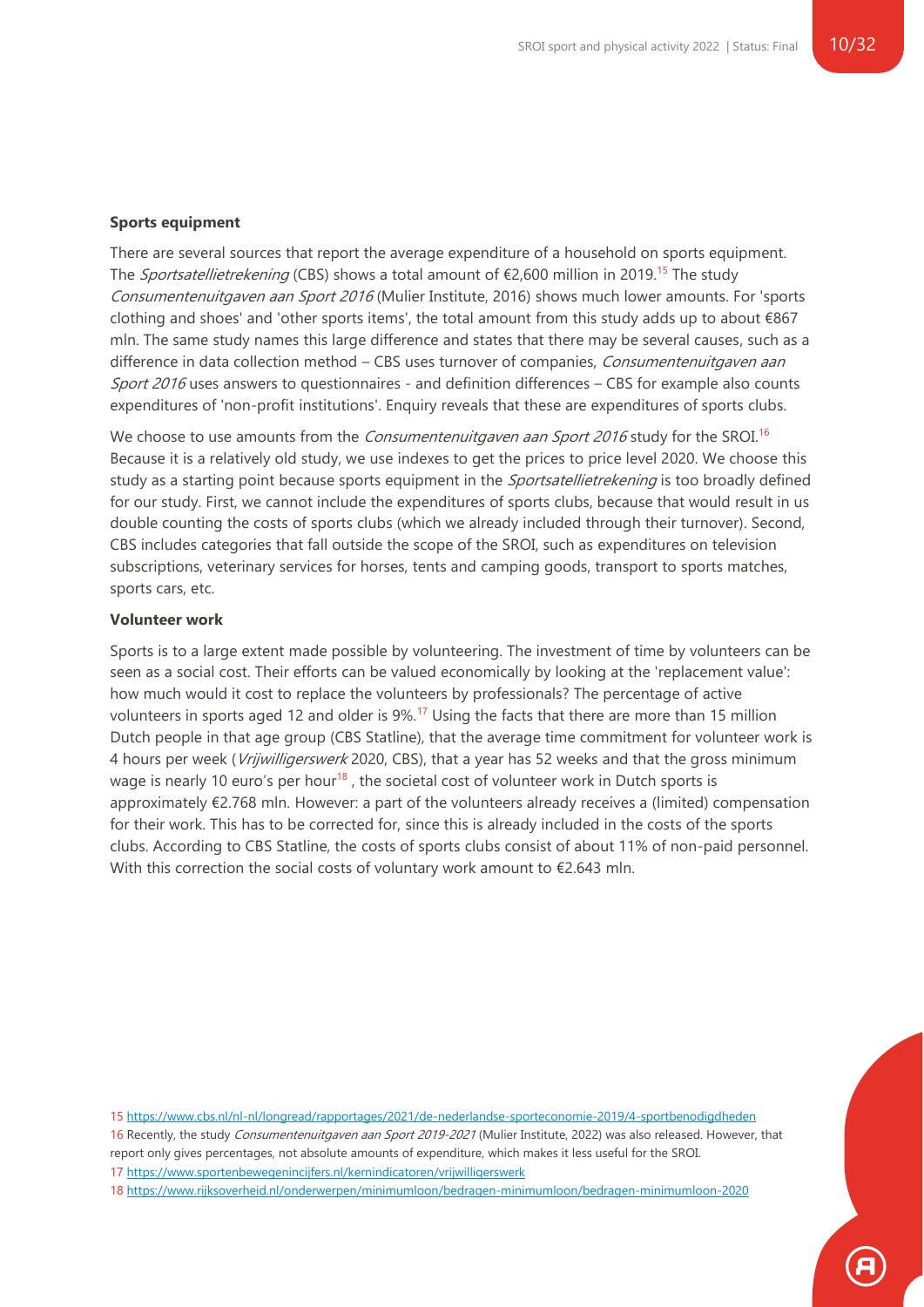**Sports equipment**

There are several sources that report the average expenditure of a household on sports equipment. The *Sportsatellietrekening* (CBS) shows a total amount of €2,600 million in 2019.[15] The study *Consumentenuitgaven aan Sport 2016* (Mulier Institute, 2016) shows much lower amounts. For 'sports clothing and shoes' and 'other sports items', the total amount from this study adds up to about €867 mln. The same study names this large difference and states that there may be several causes, such as a difference in data collection method – CBS uses turnover of companies, *Consumentenuitgaven aan Sport 2016* uses answers to questionnaires - and definition differences – CBS for example also counts expenditures of 'non-profit institutions'. Enquiry reveals that these are expenditures of sports clubs.

We choose to use amounts from the *Consumentenuitgaven aan Sport 2016* study for the SROI.[16] Because it is a relatively old study, we use indexes to get the prices to price level 2020. We choose this study as a starting point because sports equipment in the *Sportsatellietrekening* is too broadly defined for our study. First, we cannot include the expenditures of sports clubs, because that would result in us double counting the costs of sports clubs (which we already included through their turnover). Second, CBS includes categories that fall outside the scope of the SROI, such as expenditures on television subscriptions, veterinary services for horses, tents and camping goods, transport to sports matches, sports cars, etc.

**Volunteer work**

Sports is to a large extent made possible by volunteering. The investment of time by volunteers can be seen as a social cost. Their efforts can be valued economically by looking at the 'replacement value': how much would it cost to replace the volunteers by professionals? The percentage of active volunteers in sports aged 12 and older is 9%.[17] Using the facts that there are more than 15 million Dutch people in that age group (CBS Statline), that the average time commitment for volunteer work is 4 hours per week (*Vrijwilligerswerk* 2020, CBS), that a year has 52 weeks and that the gross minimum wage is nearly 10 euro's per hour[18], the societal cost of volunteer work in Dutch sports is approximately €2.768 mln. However: a part of the volunteers already receives a (limited) compensation for their work. This has to be corrected for, since this is already included in the costs of the sports clubs. According to CBS Statline, the costs of sports clubs consist of about 11% of non-paid personnel. With this correction the social costs of voluntary work amount to €2.643 mln.

---

15 https://www.cbs.nl/nl-nl/longread/rapportages/2021/de-nederlandse-sporteconomie-2019/4-sportbenodigdheden

16 Recently, the study *Consumentenuitgaven aan Sport 2019-2021* (Mulier Institute, 2022) was also released. However, that report only gives percentages, not absolute amounts of expenditure, which makes it less useful for the SROI.

17 https://www.sportenbewegenincijfers.nl/kernindicatoren/vrijwilligerswerk

18 https://www.rijksoverheid.nl/onderwerpen/minimumloon/bedragen-minimumloon/bedragen-minimumloon-2020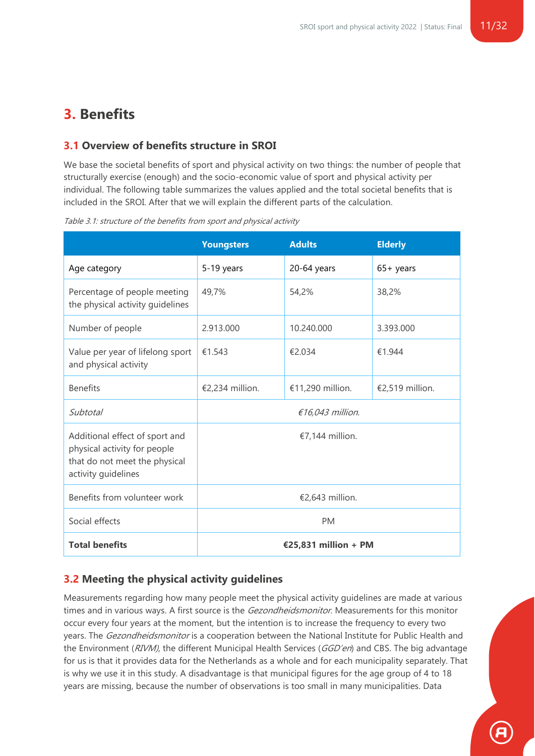# 3. Benefits

## 3.1 Overview of benefits structure in SROI

We base the societal benefits of sport and physical activity on two things: the number of people that structurally exercise (enough) and the socio-economic value of sport and physical activity per individual. The following table summarizes the values applied and the total societal benefits that is included in the SROI. After that we will explain the different parts of the calculation.

*Table 3.1: structure of the benefits from sport and physical activity*

| | Youngsters | Adults | Elderly |
|---|---|---|---|
| Age category | 5-19 years | 20-64 years | 65+ years |
| Percentage of people meeting the physical activity guidelines | 49,7% | 54,2% | 38,2% |
| Number of people | 2.913.000 | 10.240.000 | 3.393.000 |
| Value per year of lifelong sport and physical activity | €1.543 | €2.034 | €1.944 |
| Benefits | €2,234 million. | €11,290 million. | €2,519 million. |
| *Subtotal* | *€16,043 million.* | | |
| Additional effect of sport and physical activity for people that do not meet the physical activity guidelines | €7,144 million. | | |
| Benefits from volunteer work | €2,643 million. | | |
| Social effects | PM | | |
| **Total benefits** | **€25,831 million + PM** | | |

## 3.2 Meeting the physical activity guidelines

Measurements regarding how many people meet the physical activity guidelines are made at various times and in various ways. A first source is the *Gezondheidsmonitor*. Measurements for this monitor occur every four years at the moment, but the intention is to increase the frequency to every two years. The *Gezondheidsmonitor* is a cooperation between the National Institute for Public Health and the Environment (*RIVM)*, the different Municipal Health Services (*GGD'en*) and CBS. The big advantage for us is that it provides data for the Netherlands as a whole and for each municipality separately. That is why we use it in this study. A disadvantage is that municipal figures for the age group of 4 to 18 years are missing, because the number of observations is too small in many municipalities. Data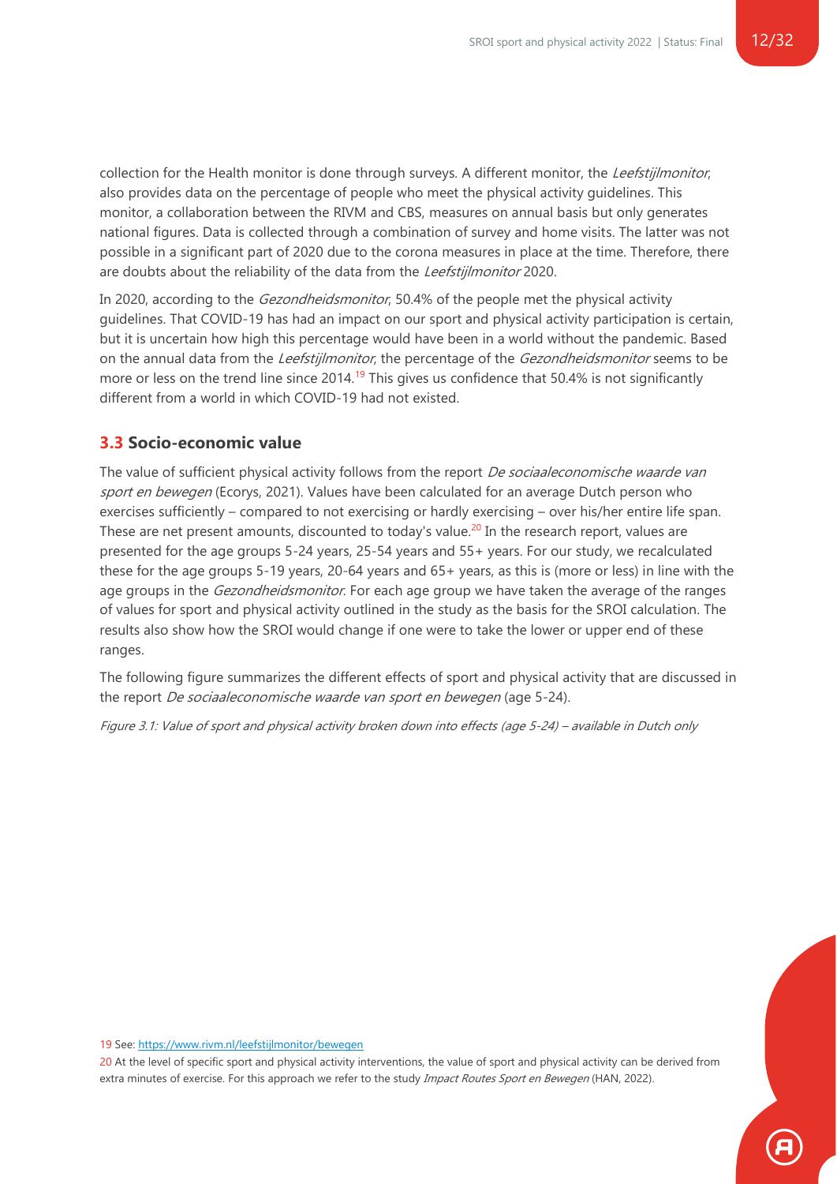collection for the Health monitor is done through surveys. A different monitor, the *Leefstijlmonitor*, also provides data on the percentage of people who meet the physical activity guidelines. This monitor, a collaboration between the RIVM and CBS, measures on annual basis but only generates national figures. Data is collected through a combination of survey and home visits. The latter was not possible in a significant part of 2020 due to the corona measures in place at the time. Therefore, there are doubts about the reliability of the data from the *Leefstijlmonitor* 2020.

In 2020, according to the *Gezondheidsmonitor*, 50.4% of the people met the physical activity guidelines. That COVID-19 has had an impact on our sport and physical activity participation is certain, but it is uncertain how high this percentage would have been in a world without the pandemic. Based on the annual data from the *Leefstijlmonitor*, the percentage of the *Gezondheidsmonitor* seems to be more or less on the trend line since 2014.[19] This gives us confidence that 50.4% is not significantly different from a world in which COVID-19 had not existed.

## 3.3 Socio-economic value

The value of sufficient physical activity follows from the report *De sociaaleconomische waarde van sport en bewegen* (Ecorys, 2021). Values have been calculated for an average Dutch person who exercises sufficiently – compared to not exercising or hardly exercising – over his/her entire life span. These are net present amounts, discounted to today's value.[20] In the research report, values are presented for the age groups 5-24 years, 25-54 years and 55+ years. For our study, we recalculated these for the age groups 5-19 years, 20-64 years and 65+ years, as this is (more or less) in line with the age groups in the *Gezondheidsmonitor*. For each age group we have taken the average of the ranges of values for sport and physical activity outlined in the study as the basis for the SROI calculation. The results also show how the SROI would change if one were to take the lower or upper end of these ranges.

The following figure summarizes the different effects of sport and physical activity that are discussed in the report *De sociaaleconomische waarde van sport en bewegen* (age 5-24).

*Figure 3.1: Value of sport and physical activity broken down into effects (age 5-24) – available in Dutch only*

[19] See: https://www.rivm.nl/leefstijlmonitor/bewegen

[20] At the level of specific sport and physical activity interventions, the value of sport and physical activity can be derived from extra minutes of exercise. For this approach we refer to the study *Impact Routes Sport en Bewegen* (HAN, 2022).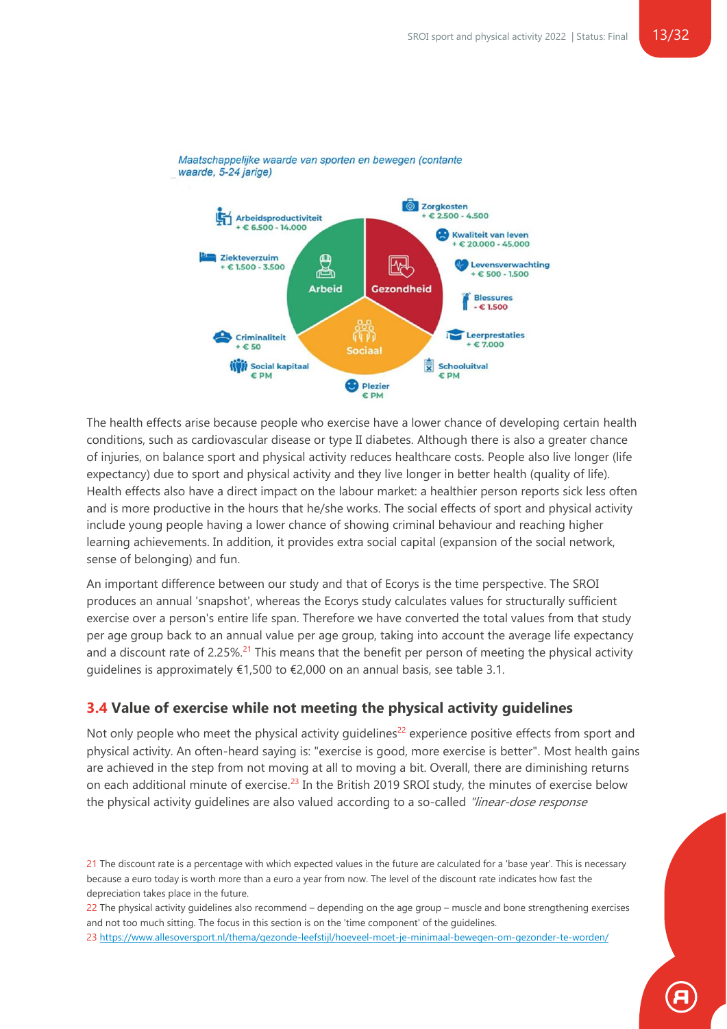Maatschappelijke waarde van sporten en bewegen (contante waarde, 5-24 jarige)

Arbeidsproductiviteit
+ € 6.500 - 14.000

Ziekteverzuim
+ € 1.500 - 3.500

Arbeid

Gezondheid

Zorgkosten
+ € 2.500 - 4.500

Kwaliteit van leven
+ € 20.000 - 45.000

Levensverwachting
+ € 500 - 1.500

Blessures
- € 1.500

Sociaal

Criminaliteit
+ € 50

Social kapitaal
€ PM

Plezier
€ PM

Leerprestaties
+ € 7.000

Schooluitval
€ PM

The health effects arise because people who exercise have a lower chance of developing certain health conditions, such as cardiovascular disease or type II diabetes. Although there is also a greater chance of injuries, on balance sport and physical activity reduces healthcare costs. People also live longer (life expectancy) due to sport and physical activity and they live longer in better health (quality of life). Health effects also have a direct impact on the labour market: a healthier person reports sick less often and is more productive in the hours that he/she works. The social effects of sport and physical activity include young people having a lower chance of showing criminal behaviour and reaching higher learning achievements. In addition, it provides extra social capital (expansion of the social network, sense of belonging) and fun.

An important difference between our study and that of Ecorys is the time perspective. The SROI produces an annual 'snapshot', whereas the Ecorys study calculates values for structurally sufficient exercise over a person's entire life span. Therefore we have converted the total values from that study per age group back to an annual value per age group, taking into account the average life expectancy and a discount rate of 2.25%.[21] This means that the benefit per person of meeting the physical activity guidelines is approximately €1,500 to €2,000 on an annual basis, see table 3.1.

## 3.4 Value of exercise while not meeting the physical activity guidelines

Not only people who meet the physical activity guidelines[22] experience positive effects from sport and physical activity. An often-heard saying is: "exercise is good, more exercise is better". Most health gains are achieved in the step from not moving at all to moving a bit. Overall, there are diminishing returns on each additional minute of exercise.[23] In the British 2019 SROI study, the minutes of exercise below the physical activity guidelines are also valued according to a so-called *"linear-dose response*

21 The discount rate is a percentage with which expected values in the future are calculated for a 'base year'. This is necessary because a euro today is worth more than a euro a year from now. The level of the discount rate indicates how fast the depreciation takes place in the future.

22 The physical activity guidelines also recommend – depending on the age group – muscle and bone strengthening exercises and not too much sitting. The focus in this section is on the 'time component' of the guidelines.

23 https://www.allesoversport.nl/thema/gezonde-leefstijl/hoeveel-moet-je-minimaal-bewegen-om-gezonder-te-worden/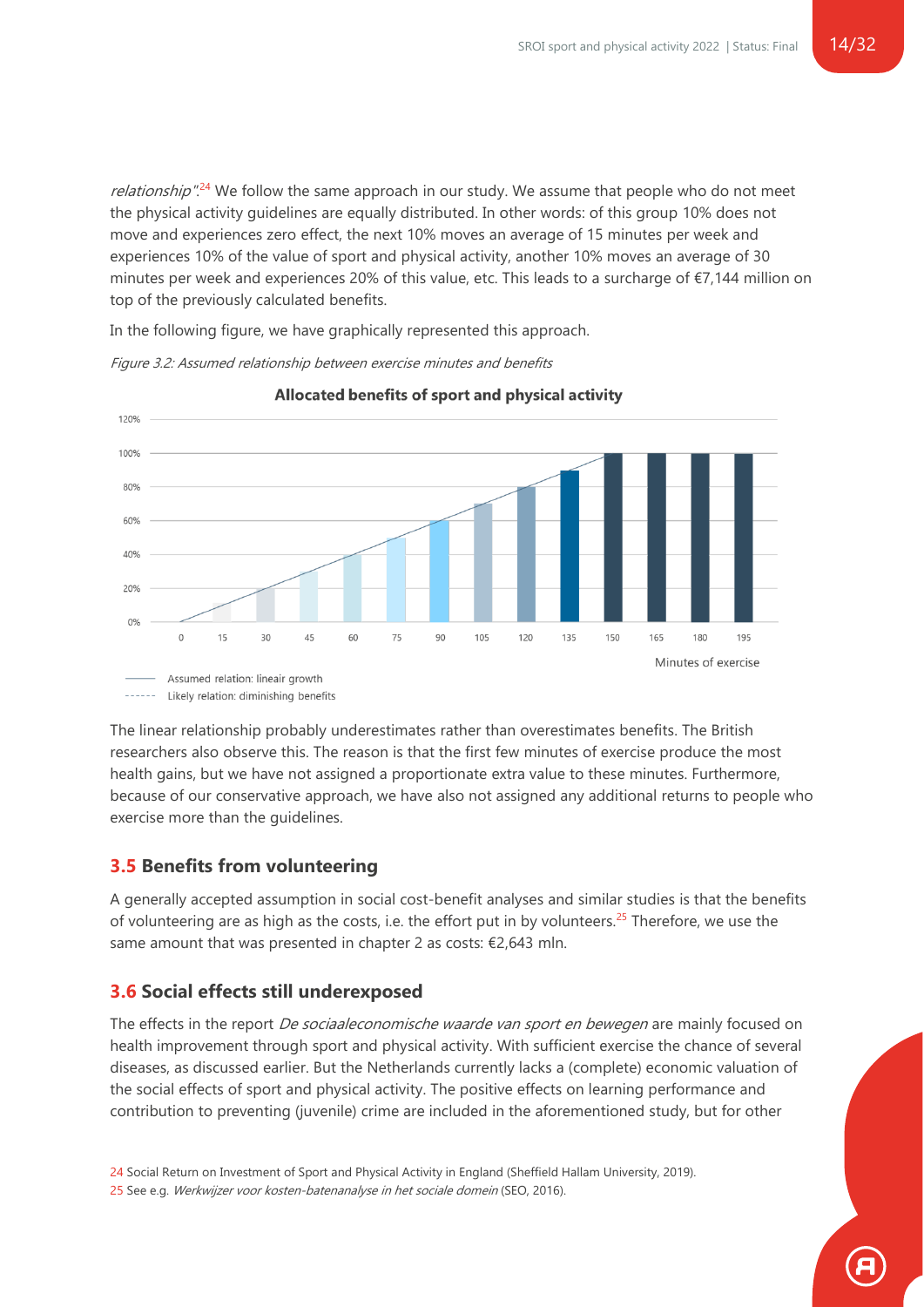*relationship*".[24] We follow the same approach in our study. We assume that people who do not meet the physical activity guidelines are equally distributed. In other words: of this group 10% does not move and experiences zero effect, the next 10% moves an average of 15 minutes per week and experiences 10% of the value of sport and physical activity, another 10% moves an average of 30 minutes per week and experiences 20% of this value, etc. This leads to a surcharge of €7,144 million on top of the previously calculated benefits.

In the following figure, we have graphically represented this approach.

*Figure 3.2: Assumed relationship between exercise minutes and benefits*

**Allocated benefits of sport and physical activity**

| Minutes of exercise | 0 | 15 | 30 | 45 | 60 | 75 | 90 | 105 | 120 | 135 | 150 | 165 | 180 | 195 |
|---|---|---|---|---|---|---|---|---|---|---|---|---|---|---|
| Allocated benefits | 0% | 10% | 20% | 30% | 40% | 50% | 60% | 70% | 80% | 90% | 100% | 100% | 100% | 100% |

Assumed relation: lineair growth
Likely relation: diminishing benefits

The linear relationship probably underestimates rather than overestimates benefits. The British researchers also observe this. The reason is that the first few minutes of exercise produce the most health gains, but we have not assigned a proportionate extra value to these minutes. Furthermore, because of our conservative approach, we have also not assigned any additional returns to people who exercise more than the guidelines.

## 3.5 Benefits from volunteering

A generally accepted assumption in social cost-benefit analyses and similar studies is that the benefits of volunteering are as high as the costs, i.e. the effort put in by volunteers.[25] Therefore, we use the same amount that was presented in chapter 2 as costs: €2,643 mln.

## 3.6 Social effects still underexposed

The effects in the report *De sociaaleconomische waarde van sport en bewegen* are mainly focused on health improvement through sport and physical activity. With sufficient exercise the chance of several diseases, as discussed earlier. But the Netherlands currently lacks a (complete) economic valuation of the social effects of sport and physical activity. The positive effects on learning performance and contribution to preventing (juvenile) crime are included in the aforementioned study, but for other

[24] Social Return on Investment of Sport and Physical Activity in England (Sheffield Hallam University, 2019).

[25] See e.g. *Werkwijzer voor kosten-batenanalyse in het sociale domein* (SEO, 2016).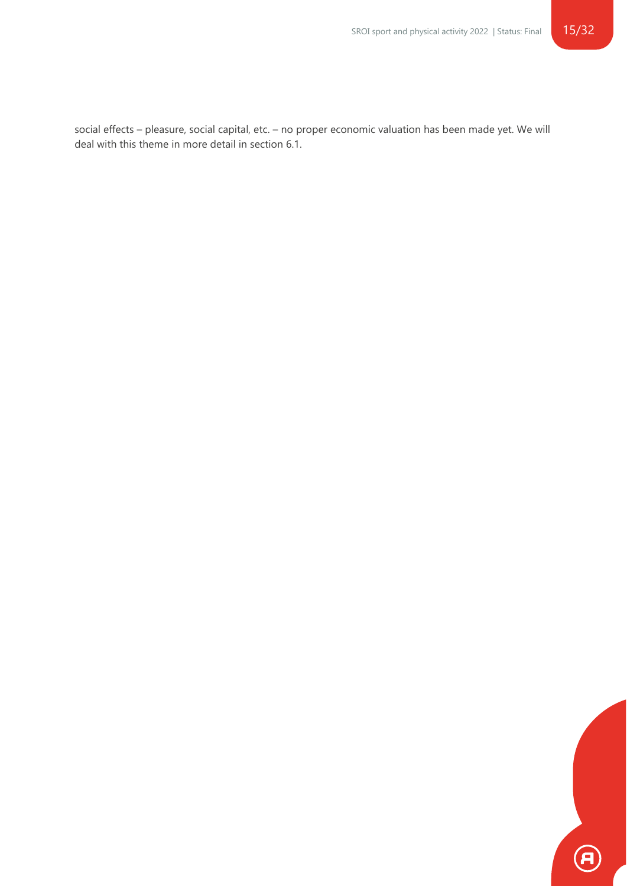social effects – pleasure, social capital, etc. – no proper economic valuation has been made yet. We will deal with this theme in more detail in section 6.1.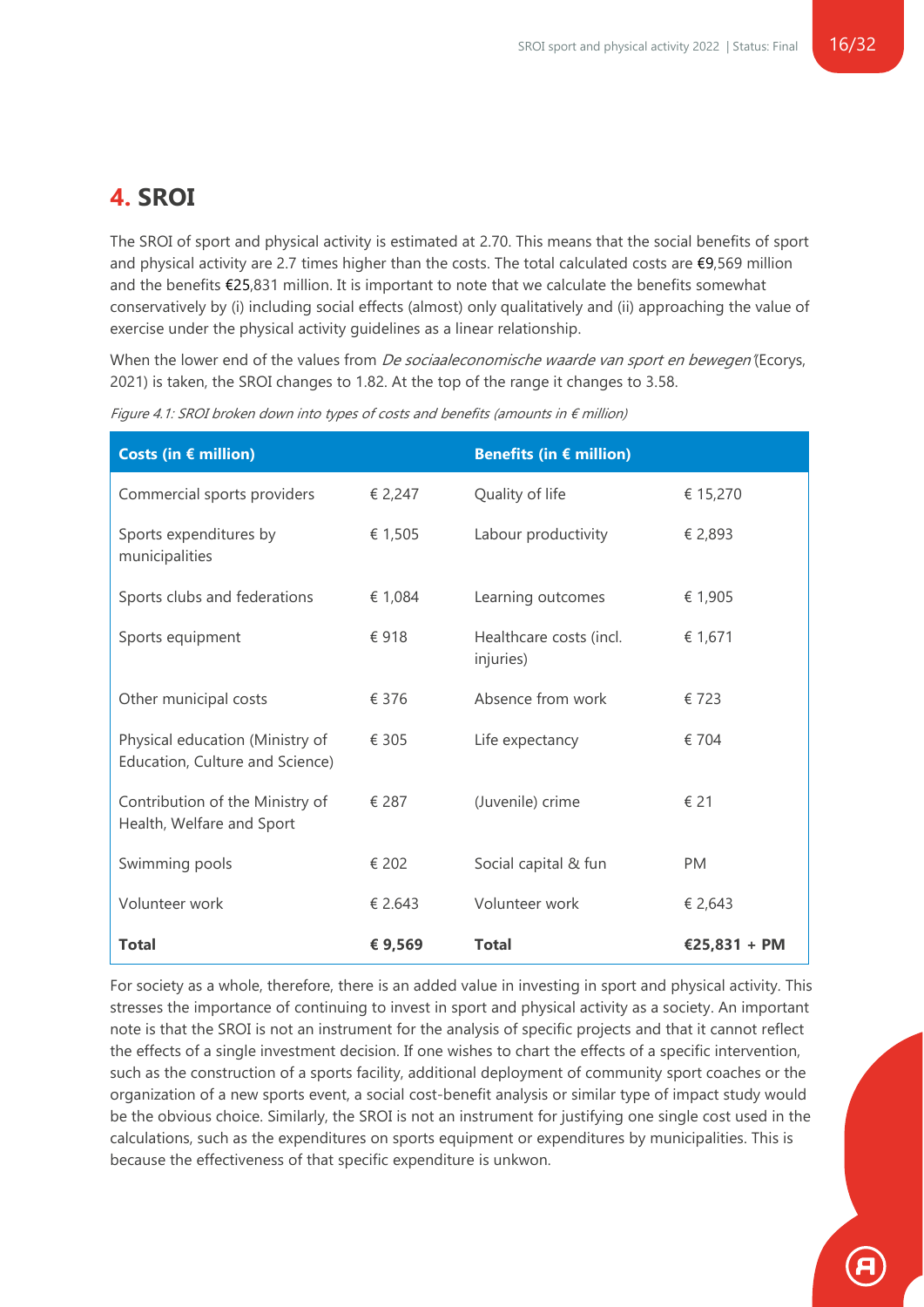## 4. SROI

The SROI of sport and physical activity is estimated at 2.70. This means that the social benefits of sport and physical activity are 2.7 times higher than the costs. The total calculated costs are €9,569 million and the benefits €25,831 million. It is important to note that we calculate the benefits somewhat conservatively by (i) including social effects (almost) only qualitatively and (ii) approaching the value of exercise under the physical activity guidelines as a linear relationship.

When the lower end of the values from *De sociaaleconomische waarde van sport en bewegen* (Ecorys, 2021) is taken, the SROI changes to 1.82. At the top of the range it changes to 3.58.

*Figure 4.1: SROI broken down into types of costs and benefits (amounts in € million)*

| Costs (in € million) | | Benefits (in € million) | |
|---|---|---|---|
| Commercial sports providers | € 2,247 | Quality of life | € 15,270 |
| Sports expenditures by municipalities | € 1,505 | Labour productivity | € 2,893 |
| Sports clubs and federations | € 1,084 | Learning outcomes | € 1,905 |
| Sports equipment | € 918 | Healthcare costs (incl. injuries) | € 1,671 |
| Other municipal costs | € 376 | Absence from work | € 723 |
| Physical education (Ministry of Education, Culture and Science) | € 305 | Life expectancy | € 704 |
| Contribution of the Ministry of Health, Welfare and Sport | € 287 | (Juvenile) crime | € 21 |
| Swimming pools | € 202 | Social capital & fun | PM |
| Volunteer work | € 2.643 | Volunteer work | € 2,643 |
| **Total** | **€ 9,569** | **Total** | **€25,831 + PM** |

For society as a whole, therefore, there is an added value in investing in sport and physical activity. This stresses the importance of continuing to invest in sport and physical activity as a society. An important note is that the SROI is not an instrument for the analysis of specific projects and that it cannot reflect the effects of a single investment decision. If one wishes to chart the effects of a specific intervention, such as the construction of a sports facility, additional deployment of community sport coaches or the organization of a new sports event, a social cost-benefit analysis or similar type of impact study would be the obvious choice. Similarly, the SROI is not an instrument for justifying one single cost used in the calculations, such as the expenditures on sports equipment or expenditures by municipalities. This is because the effectiveness of that specific expenditure is unkwon.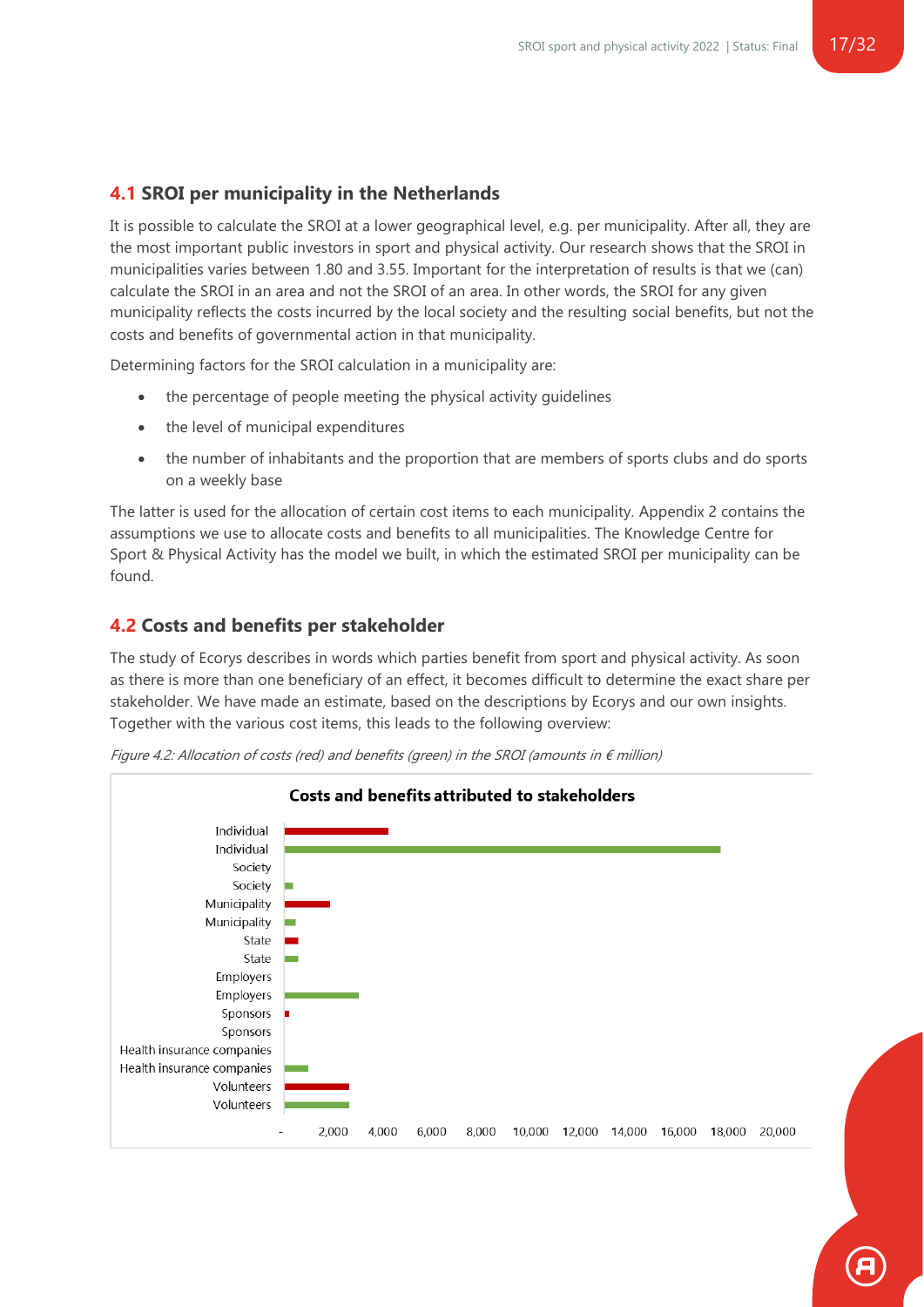## 4.1 SROI per municipality in the Netherlands

It is possible to calculate the SROI at a lower geographical level, e.g. per municipality. After all, they are the most important public investors in sport and physical activity. Our research shows that the SROI in municipalities varies between 1.80 and 3.55. Important for the interpretation of results is that we (can) calculate the SROI in an area and not the SROI of an area. In other words, the SROI for any given municipality reflects the costs incurred by the local society and the resulting social benefits, but not the costs and benefits of governmental action in that municipality.

Determining factors for the SROI calculation in a municipality are:

- the percentage of people meeting the physical activity guidelines
- the level of municipal expenditures
- the number of inhabitants and the proportion that are members of sports clubs and do sports on a weekly base

The latter is used for the allocation of certain cost items to each municipality. Appendix 2 contains the assumptions we use to allocate costs and benefits to all municipalities. The Knowledge Centre for Sport & Physical Activity has the model we built, in which the estimated SROI per municipality can be found.

## 4.2 Costs and benefits per stakeholder

The study of Ecorys describes in words which parties benefit from sport and physical activity. As soon as there is more than one beneficiary of an effect, it becomes difficult to determine the exact share per stakeholder. We have made an estimate, based on the descriptions by Ecorys and our own insights. Together with the various cost items, this leads to the following overview:

*Figure 4.2: Allocation of costs (red) and benefits (green) in the SROI (amounts in € million)*

**Costs and benefits attributed to stakeholders**

Stakeholders: Individual, Society, Municipality, State, Employers, Sponsors, Health insurance companies, Volunteers

Axis: -, 2,000, 4,000, 6,000, 8,000, 10,000, 12,000, 14,000, 16,000, 18,000, 20,000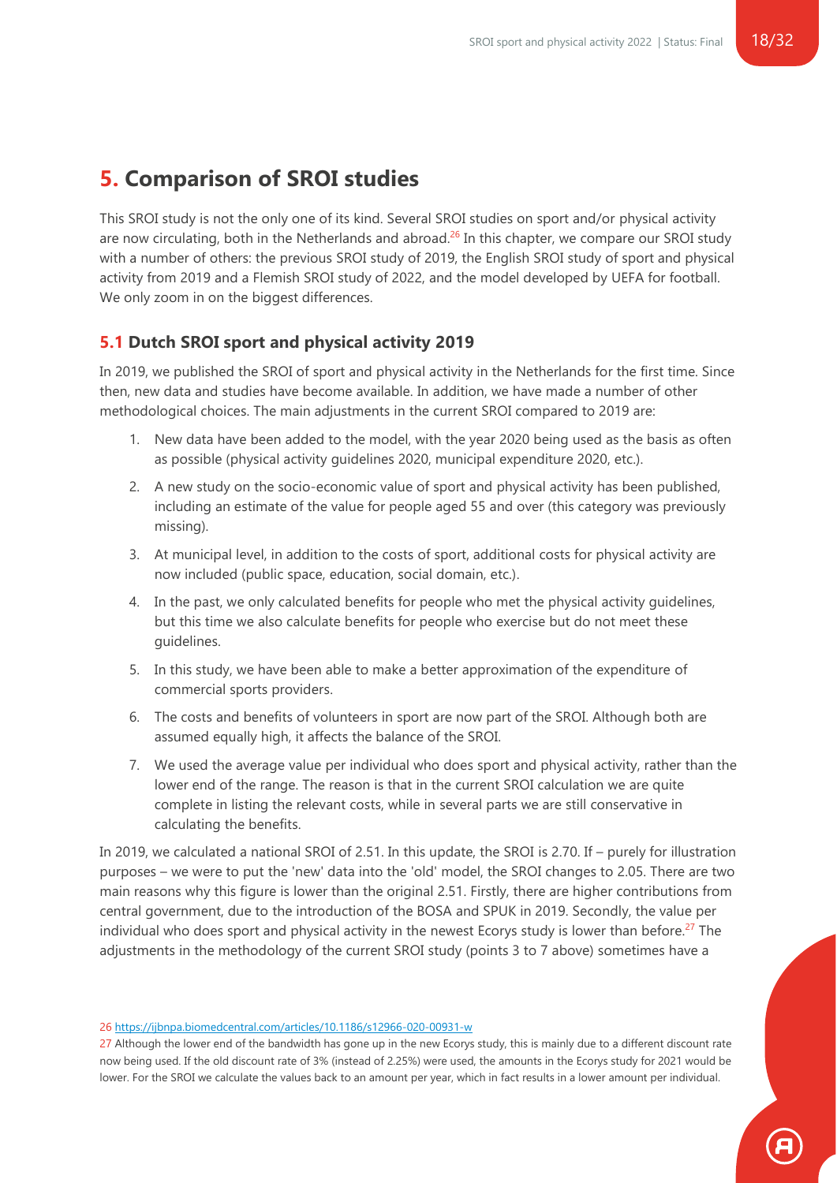# 5. Comparison of SROI studies

This SROI study is not the only one of its kind. Several SROI studies on sport and/or physical activity are now circulating, both in the Netherlands and abroad.[26] In this chapter, we compare our SROI study with a number of others: the previous SROI study of 2019, the English SROI study of sport and physical activity from 2019 and a Flemish SROI study of 2022, and the model developed by UEFA for football. We only zoom in on the biggest differences.

## 5.1 Dutch SROI sport and physical activity 2019

In 2019, we published the SROI of sport and physical activity in the Netherlands for the first time. Since then, new data and studies have become available. In addition, we have made a number of other methodological choices. The main adjustments in the current SROI compared to 2019 are:

1. New data have been added to the model, with the year 2020 being used as the basis as often as possible (physical activity guidelines 2020, municipal expenditure 2020, etc.).
2. A new study on the socio-economic value of sport and physical activity has been published, including an estimate of the value for people aged 55 and over (this category was previously missing).
3. At municipal level, in addition to the costs of sport, additional costs for physical activity are now included (public space, education, social domain, etc.).
4. In the past, we only calculated benefits for people who met the physical activity guidelines, but this time we also calculate benefits for people who exercise but do not meet these guidelines.
5. In this study, we have been able to make a better approximation of the expenditure of commercial sports providers.
6. The costs and benefits of volunteers in sport are now part of the SROI. Although both are assumed equally high, it affects the balance of the SROI.
7. We used the average value per individual who does sport and physical activity, rather than the lower end of the range. The reason is that in the current SROI calculation we are quite complete in listing the relevant costs, while in several parts we are still conservative in calculating the benefits.

In 2019, we calculated a national SROI of 2.51. In this update, the SROI is 2.70. If – purely for illustration purposes – we were to put the 'new' data into the 'old' model, the SROI changes to 2.05. There are two main reasons why this figure is lower than the original 2.51. Firstly, there are higher contributions from central government, due to the introduction of the BOSA and SPUK in 2019. Secondly, the value per individual who does sport and physical activity in the newest Ecorys study is lower than before.[27] The adjustments in the methodology of the current SROI study (points 3 to 7 above) sometimes have a

[26] https://ijbnpa.biomedcentral.com/articles/10.1186/s12966-020-00931-w

[27] Although the lower end of the bandwidth has gone up in the new Ecorys study, this is mainly due to a different discount rate now being used. If the old discount rate of 3% (instead of 2.25%) were used, the amounts in the Ecorys study for 2021 would be lower. For the SROI we calculate the values back to an amount per year, which in fact results in a lower amount per individual.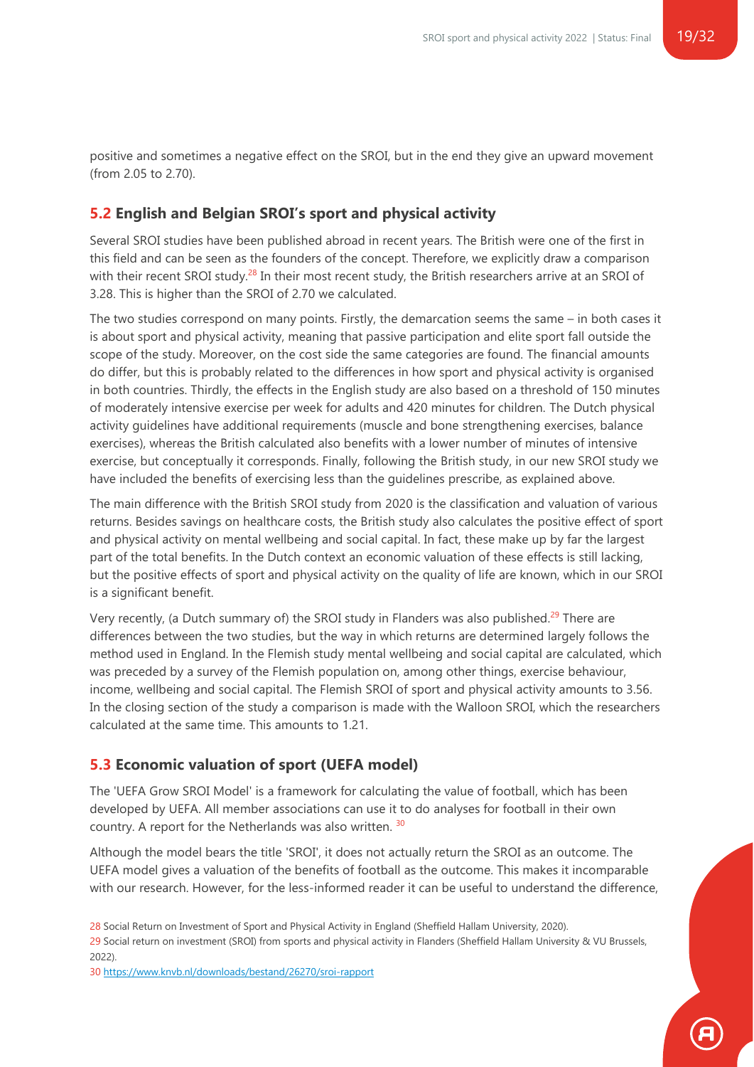positive and sometimes a negative effect on the SROI, but in the end they give an upward movement (from 2.05 to 2.70).

## 5.2 English and Belgian SROI's sport and physical activity

Several SROI studies have been published abroad in recent years. The British were one of the first in this field and can be seen as the founders of the concept. Therefore, we explicitly draw a comparison with their recent SROI study.[28] In their most recent study, the British researchers arrive at an SROI of 3.28. This is higher than the SROI of 2.70 we calculated.

The two studies correspond on many points. Firstly, the demarcation seems the same – in both cases it is about sport and physical activity, meaning that passive participation and elite sport fall outside the scope of the study. Moreover, on the cost side the same categories are found. The financial amounts do differ, but this is probably related to the differences in how sport and physical activity is organised in both countries. Thirdly, the effects in the English study are also based on a threshold of 150 minutes of moderately intensive exercise per week for adults and 420 minutes for children. The Dutch physical activity guidelines have additional requirements (muscle and bone strengthening exercises, balance exercises), whereas the British calculated also benefits with a lower number of minutes of intensive exercise, but conceptually it corresponds. Finally, following the British study, in our new SROI study we have included the benefits of exercising less than the guidelines prescribe, as explained above.

The main difference with the British SROI study from 2020 is the classification and valuation of various returns. Besides savings on healthcare costs, the British study also calculates the positive effect of sport and physical activity on mental wellbeing and social capital. In fact, these make up by far the largest part of the total benefits. In the Dutch context an economic valuation of these effects is still lacking, but the positive effects of sport and physical activity on the quality of life are known, which in our SROI is a significant benefit.

Very recently, (a Dutch summary of) the SROI study in Flanders was also published.[29] There are differences between the two studies, but the way in which returns are determined largely follows the method used in England. In the Flemish study mental wellbeing and social capital are calculated, which was preceded by a survey of the Flemish population on, among other things, exercise behaviour, income, wellbeing and social capital. The Flemish SROI of sport and physical activity amounts to 3.56. In the closing section of the study a comparison is made with the Walloon SROI, which the researchers calculated at the same time. This amounts to 1.21.

## 5.3 Economic valuation of sport (UEFA model)

The 'UEFA Grow SROI Model' is a framework for calculating the value of football, which has been developed by UEFA. All member associations can use it to do analyses for football in their own country. A report for the Netherlands was also written. [30]

Although the model bears the title 'SROI', it does not actually return the SROI as an outcome. The UEFA model gives a valuation of the benefits of football as the outcome. This makes it incomparable with our research. However, for the less-informed reader it can be useful to understand the difference,

28 Social Return on Investment of Sport and Physical Activity in England (Sheffield Hallam University, 2020).

29 Social return on investment (SROI) from sports and physical activity in Flanders (Sheffield Hallam University & VU Brussels, 2022).

30 https://www.knvb.nl/downloads/bestand/26270/sroi-rapport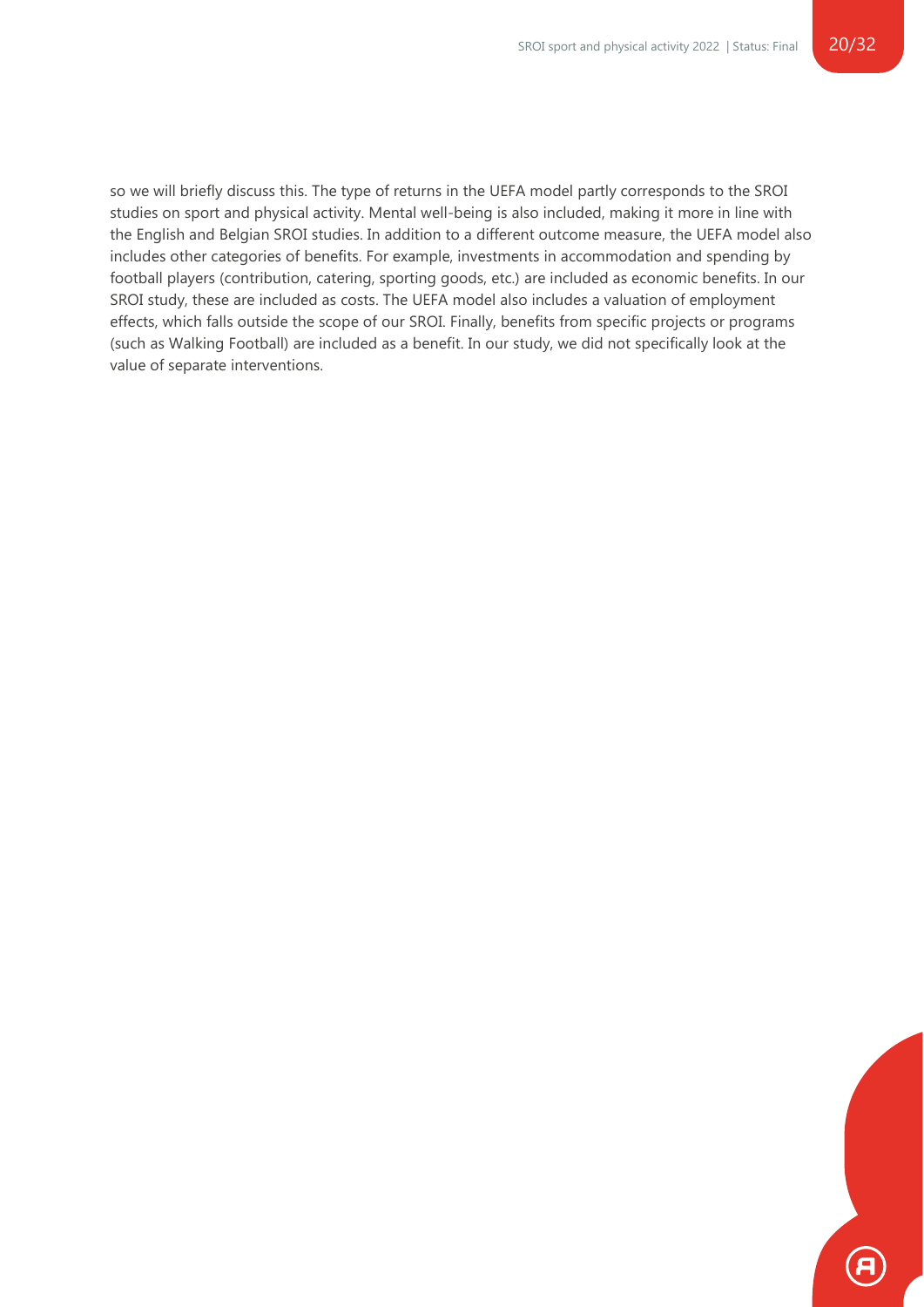so we will briefly discuss this. The type of returns in the UEFA model partly corresponds to the SROI studies on sport and physical activity. Mental well-being is also included, making it more in line with the English and Belgian SROI studies. In addition to a different outcome measure, the UEFA model also includes other categories of benefits. For example, investments in accommodation and spending by football players (contribution, catering, sporting goods, etc.) are included as economic benefits. In our SROI study, these are included as costs. The UEFA model also includes a valuation of employment effects, which falls outside the scope of our SROI. Finally, benefits from specific projects or programs (such as Walking Football) are included as a benefit. In our study, we did not specifically look at the value of separate interventions.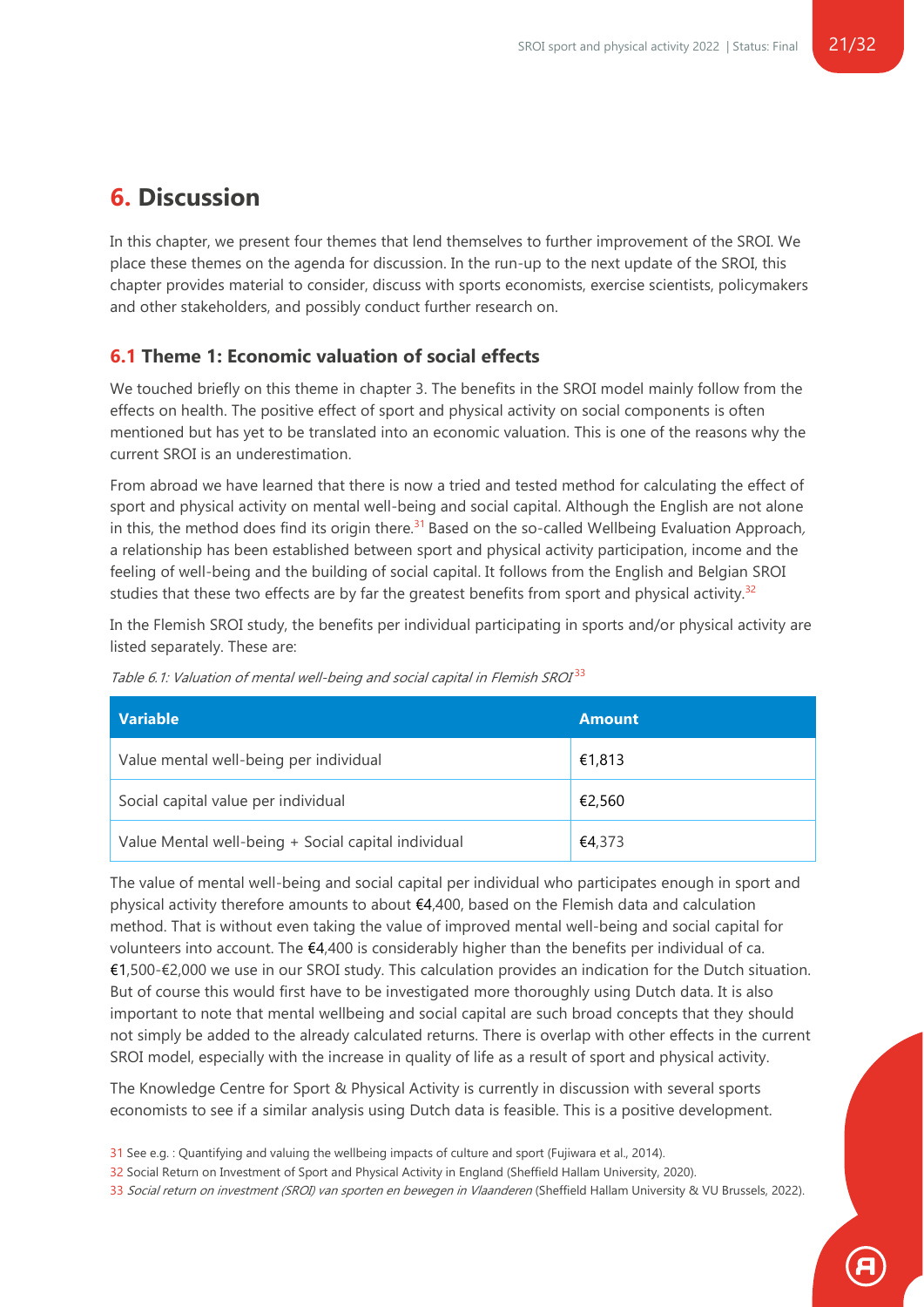# 6. Discussion

In this chapter, we present four themes that lend themselves to further improvement of the SROI. We place these themes on the agenda for discussion. In the run-up to the next update of the SROI, this chapter provides material to consider, discuss with sports economists, exercise scientists, policymakers and other stakeholders, and possibly conduct further research on.

## 6.1 Theme 1: Economic valuation of social effects

We touched briefly on this theme in chapter 3. The benefits in the SROI model mainly follow from the effects on health. The positive effect of sport and physical activity on social components is often mentioned but has yet to be translated into an economic valuation. This is one of the reasons why the current SROI is an underestimation.

From abroad we have learned that there is now a tried and tested method for calculating the effect of sport and physical activity on mental well-being and social capital. Although the English are not alone in this, the method does find its origin there.[31] Based on the so-called Wellbeing Evaluation Approach*,* a relationship has been established between sport and physical activity participation, income and the feeling of well-being and the building of social capital. It follows from the English and Belgian SROI studies that these two effects are by far the greatest benefits from sport and physical activity.[32]

In the Flemish SROI study, the benefits per individual participating in sports and/or physical activity are listed separately. These are:

*Table 6.1: Valuation of mental well-being and social capital in Flemish SROI*[33]

| Variable | Amount |
|---|---|
| Value mental well-being per individual | €1,813 |
| Social capital value per individual | €2,560 |
| Value Mental well-being + Social capital individual | €4,373 |

The value of mental well-being and social capital per individual who participates enough in sport and physical activity therefore amounts to about €4,400, based on the Flemish data and calculation method. That is without even taking the value of improved mental well-being and social capital for volunteers into account. The €4,400 is considerably higher than the benefits per individual of ca. €1,500-€2,000 we use in our SROI study. This calculation provides an indication for the Dutch situation. But of course this would first have to be investigated more thoroughly using Dutch data. It is also important to note that mental wellbeing and social capital are such broad concepts that they should not simply be added to the already calculated returns. There is overlap with other effects in the current SROI model, especially with the increase in quality of life as a result of sport and physical activity.

The Knowledge Centre for Sport & Physical Activity is currently in discussion with several sports economists to see if a similar analysis using Dutch data is feasible. This is a positive development.

31 See e.g. : Quantifying and valuing the wellbeing impacts of culture and sport (Fujiwara et al., 2014).

32 Social Return on Investment of Sport and Physical Activity in England (Sheffield Hallam University, 2020).

33 *Social return on investment (SROI) van sporten en bewegen in Vlaanderen* (Sheffield Hallam University & VU Brussels, 2022).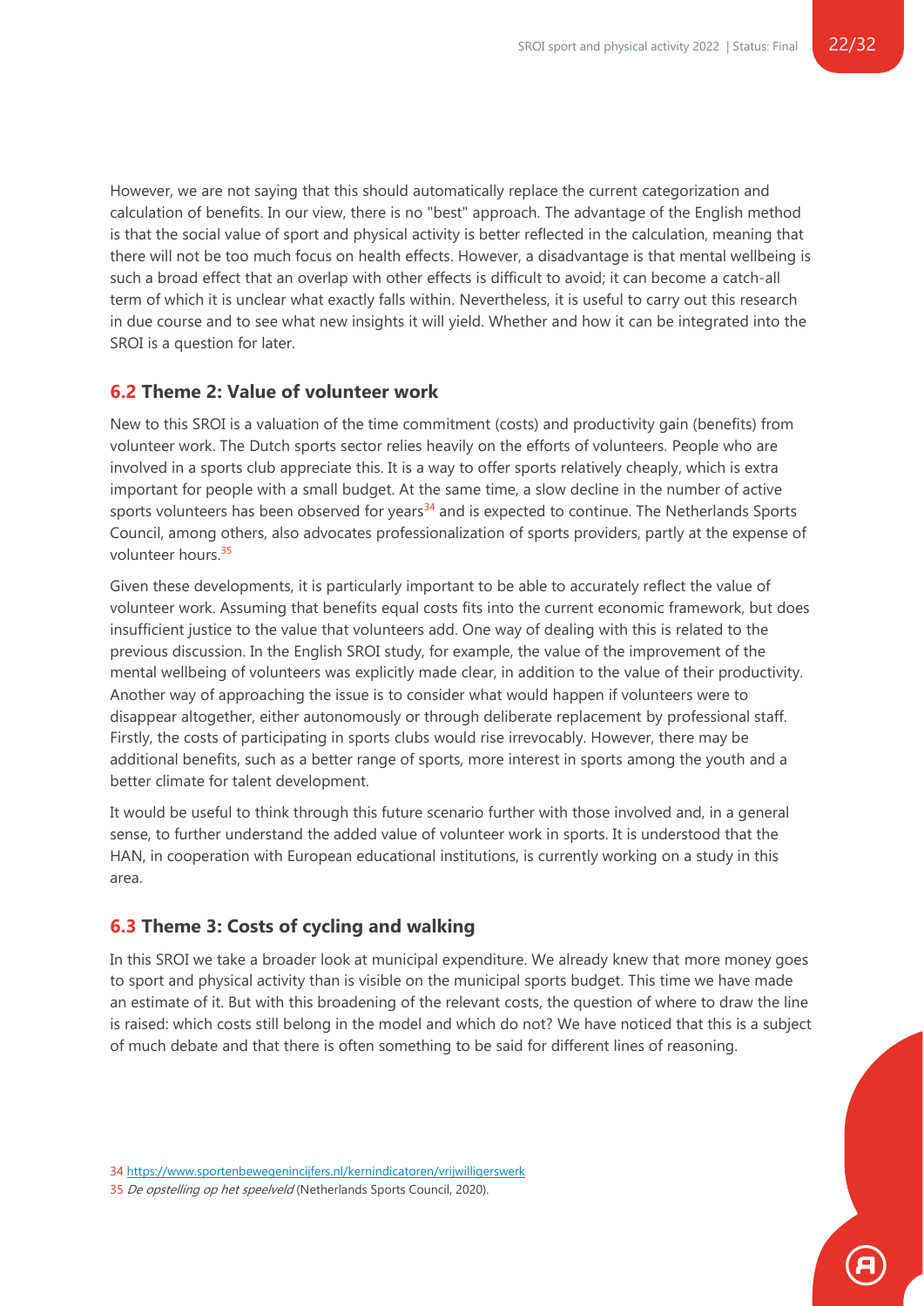However, we are not saying that this should automatically replace the current categorization and calculation of benefits. In our view, there is no "best" approach. The advantage of the English method is that the social value of sport and physical activity is better reflected in the calculation, meaning that there will not be too much focus on health effects. However, a disadvantage is that mental wellbeing is such a broad effect that an overlap with other effects is difficult to avoid; it can become a catch-all term of which it is unclear what exactly falls within. Nevertheless, it is useful to carry out this research in due course and to see what new insights it will yield. Whether and how it can be integrated into the SROI is a question for later.

## 6.2 Theme 2: Value of volunteer work

New to this SROI is a valuation of the time commitment (costs) and productivity gain (benefits) from volunteer work. The Dutch sports sector relies heavily on the efforts of volunteers. People who are involved in a sports club appreciate this. It is a way to offer sports relatively cheaply, which is extra important for people with a small budget. At the same time, a slow decline in the number of active sports volunteers has been observed for years[34] and is expected to continue. The Netherlands Sports Council, among others, also advocates professionalization of sports providers, partly at the expense of volunteer hours.[35]

Given these developments, it is particularly important to be able to accurately reflect the value of volunteer work. Assuming that benefits equal costs fits into the current economic framework, but does insufficient justice to the value that volunteers add. One way of dealing with this is related to the previous discussion. In the English SROI study, for example, the value of the improvement of the mental wellbeing of volunteers was explicitly made clear, in addition to the value of their productivity. Another way of approaching the issue is to consider what would happen if volunteers were to disappear altogether, either autonomously or through deliberate replacement by professional staff. Firstly, the costs of participating in sports clubs would rise irrevocably. However, there may be additional benefits, such as a better range of sports, more interest in sports among the youth and a better climate for talent development.

It would be useful to think through this future scenario further with those involved and, in a general sense, to further understand the added value of volunteer work in sports. It is understood that the HAN, in cooperation with European educational institutions, is currently working on a study in this area.

## 6.3 Theme 3: Costs of cycling and walking

In this SROI we take a broader look at municipal expenditure. We already knew that more money goes to sport and physical activity than is visible on the municipal sports budget. This time we have made an estimate of it. But with this broadening of the relevant costs, the question of where to draw the line is raised: which costs still belong in the model and which do not? We have noticed that this is a subject of much debate and that there is often something to be said for different lines of reasoning.

34 https://www.sportenbewegenincijfers.nl/kernindicatoren/vrijwilligerswerk

35 *De opstelling op het speelveld* (Netherlands Sports Council, 2020).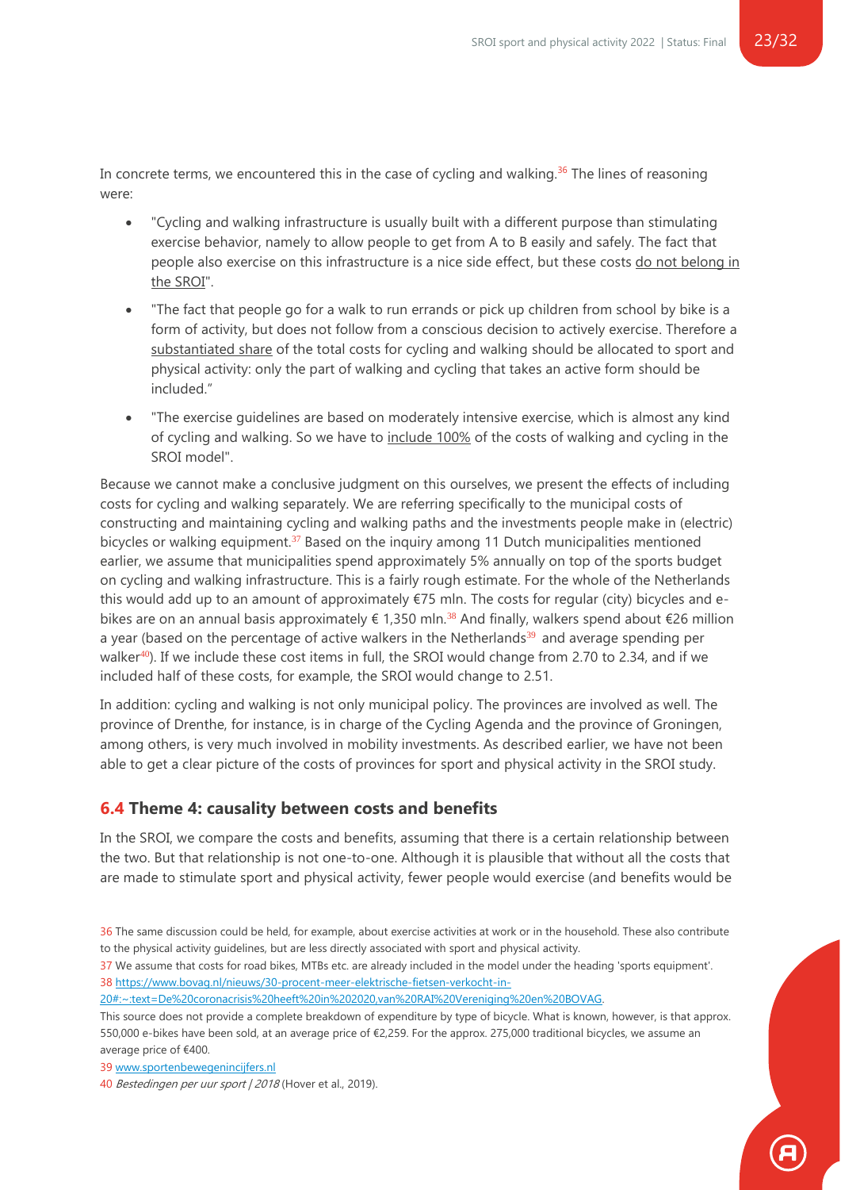In concrete terms, we encountered this in the case of cycling and walking.[36] The lines of reasoning were:

- "Cycling and walking infrastructure is usually built with a different purpose than stimulating exercise behavior, namely to allow people to get from A to B easily and safely. The fact that people also exercise on this infrastructure is a nice side effect, but these costs do not belong in the SROI".
- "The fact that people go for a walk to run errands or pick up children from school by bike is a form of activity, but does not follow from a conscious decision to actively exercise. Therefore a substantiated share of the total costs for cycling and walking should be allocated to sport and physical activity: only the part of walking and cycling that takes an active form should be included."
- "The exercise guidelines are based on moderately intensive exercise, which is almost any kind of cycling and walking. So we have to include 100% of the costs of walking and cycling in the SROI model".

Because we cannot make a conclusive judgment on this ourselves, we present the effects of including costs for cycling and walking separately. We are referring specifically to the municipal costs of constructing and maintaining cycling and walking paths and the investments people make in (electric) bicycles or walking equipment.[37] Based on the inquiry among 11 Dutch municipalities mentioned earlier, we assume that municipalities spend approximately 5% annually on top of the sports budget on cycling and walking infrastructure. This is a fairly rough estimate. For the whole of the Netherlands this would add up to an amount of approximately €75 mln. The costs for regular (city) bicycles and e-bikes are on an annual basis approximately € 1,350 mln.[38] And finally, walkers spend about €26 million a year (based on the percentage of active walkers in the Netherlands[39] and average spending per walker[40]). If we include these cost items in full, the SROI would change from 2.70 to 2.34, and if we included half of these costs, for example, the SROI would change to 2.51.

In addition: cycling and walking is not only municipal policy. The provinces are involved as well. The province of Drenthe, for instance, is in charge of the Cycling Agenda and the province of Groningen, among others, is very much involved in mobility investments. As described earlier, we have not been able to get a clear picture of the costs of provinces for sport and physical activity in the SROI study.

## 6.4 Theme 4: causality between costs and benefits

In the SROI, we compare the costs and benefits, assuming that there is a certain relationship between the two. But that relationship is not one-to-one. Although it is plausible that without all the costs that are made to stimulate sport and physical activity, fewer people would exercise (and benefits would be

---

36 The same discussion could be held, for example, about exercise activities at work or in the household. These also contribute to the physical activity guidelines, but are less directly associated with sport and physical activity.

37 We assume that costs for road bikes, MTBs etc. are already included in the model under the heading 'sports equipment'.

38 https://www.bovag.nl/nieuws/30-procent-meer-elektrische-fietsen-verkocht-in-20#:~:text=De%20coronacrisis%20heeft%20in%202020,van%20RAI%20Vereniging%20en%20BOVAG.
This source does not provide a complete breakdown of expenditure by type of bicycle. What is known, however, is that approx. 550,000 e-bikes have been sold, at an average price of €2,259. For the approx. 275,000 traditional bicycles, we assume an average price of €400.

39 www.sportenbewegenincijfers.nl

40 *Bestedingen per uur sport | 2018* (Hover et al., 2019).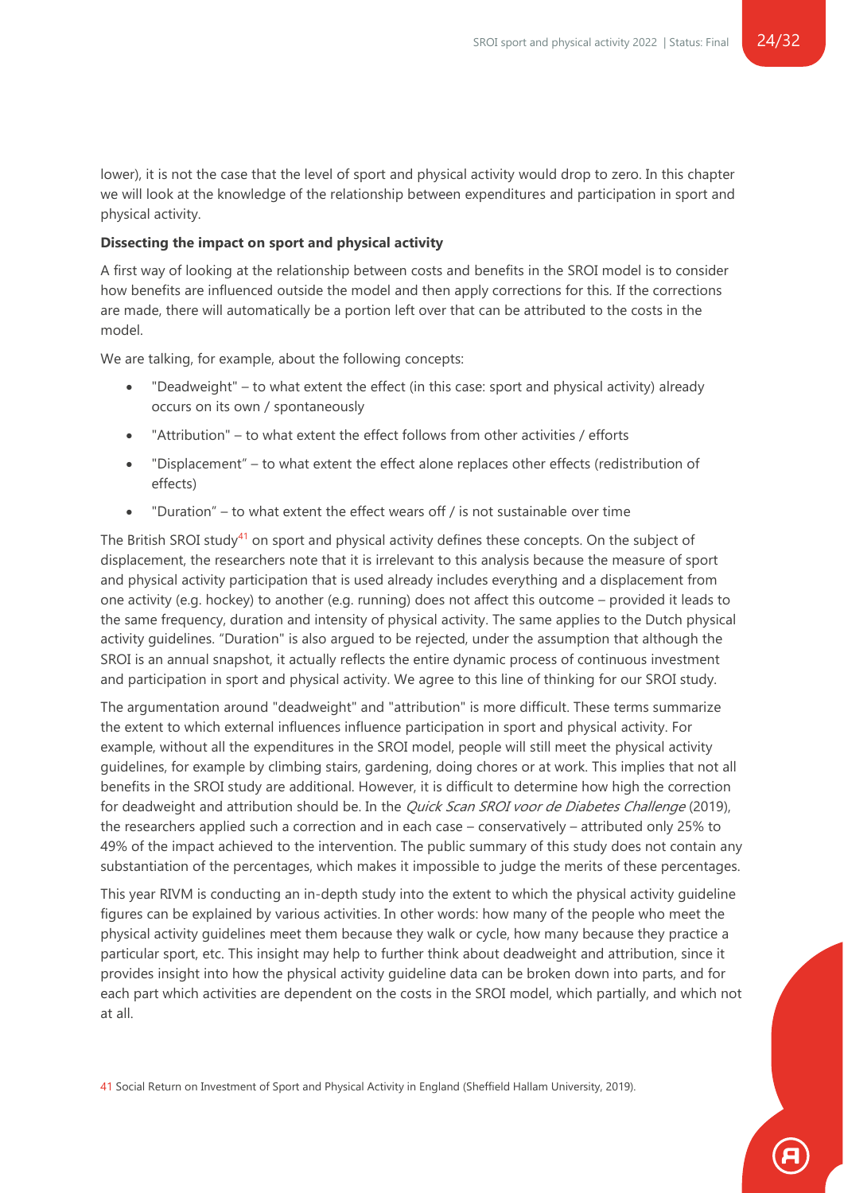lower), it is not the case that the level of sport and physical activity would drop to zero. In this chapter we will look at the knowledge of the relationship between expenditures and participation in sport and physical activity.

**Dissecting the impact on sport and physical activity**

A first way of looking at the relationship between costs and benefits in the SROI model is to consider how benefits are influenced outside the model and then apply corrections for this. If the corrections are made, there will automatically be a portion left over that can be attributed to the costs in the model.

We are talking, for example, about the following concepts:

- "Deadweight" – to what extent the effect (in this case: sport and physical activity) already occurs on its own / spontaneously
- "Attribution" – to what extent the effect follows from other activities / efforts
- "Displacement" – to what extent the effect alone replaces other effects (redistribution of effects)
- "Duration" – to what extent the effect wears off / is not sustainable over time

The British SROI study[41] on sport and physical activity defines these concepts. On the subject of displacement, the researchers note that it is irrelevant to this analysis because the measure of sport and physical activity participation that is used already includes everything and a displacement from one activity (e.g. hockey) to another (e.g. running) does not affect this outcome – provided it leads to the same frequency, duration and intensity of physical activity. The same applies to the Dutch physical activity guidelines. "Duration" is also argued to be rejected, under the assumption that although the SROI is an annual snapshot, it actually reflects the entire dynamic process of continuous investment and participation in sport and physical activity. We agree to this line of thinking for our SROI study.

The argumentation around "deadweight" and "attribution" is more difficult. These terms summarize the extent to which external influences influence participation in sport and physical activity. For example, without all the expenditures in the SROI model, people will still meet the physical activity guidelines, for example by climbing stairs, gardening, doing chores or at work. This implies that not all benefits in the SROI study are additional. However, it is difficult to determine how high the correction for deadweight and attribution should be. In the *Quick Scan SROI voor de Diabetes Challenge* (2019), the researchers applied such a correction and in each case – conservatively – attributed only 25% to 49% of the impact achieved to the intervention. The public summary of this study does not contain any substantiation of the percentages, which makes it impossible to judge the merits of these percentages.

This year RIVM is conducting an in-depth study into the extent to which the physical activity guideline figures can be explained by various activities. In other words: how many of the people who meet the physical activity guidelines meet them because they walk or cycle, how many because they practice a particular sport, etc. This insight may help to further think about deadweight and attribution, since it provides insight into how the physical activity guideline data can be broken down into parts, and for each part which activities are dependent on the costs in the SROI model, which partially, and which not at all.

[41] Social Return on Investment of Sport and Physical Activity in England (Sheffield Hallam University, 2019).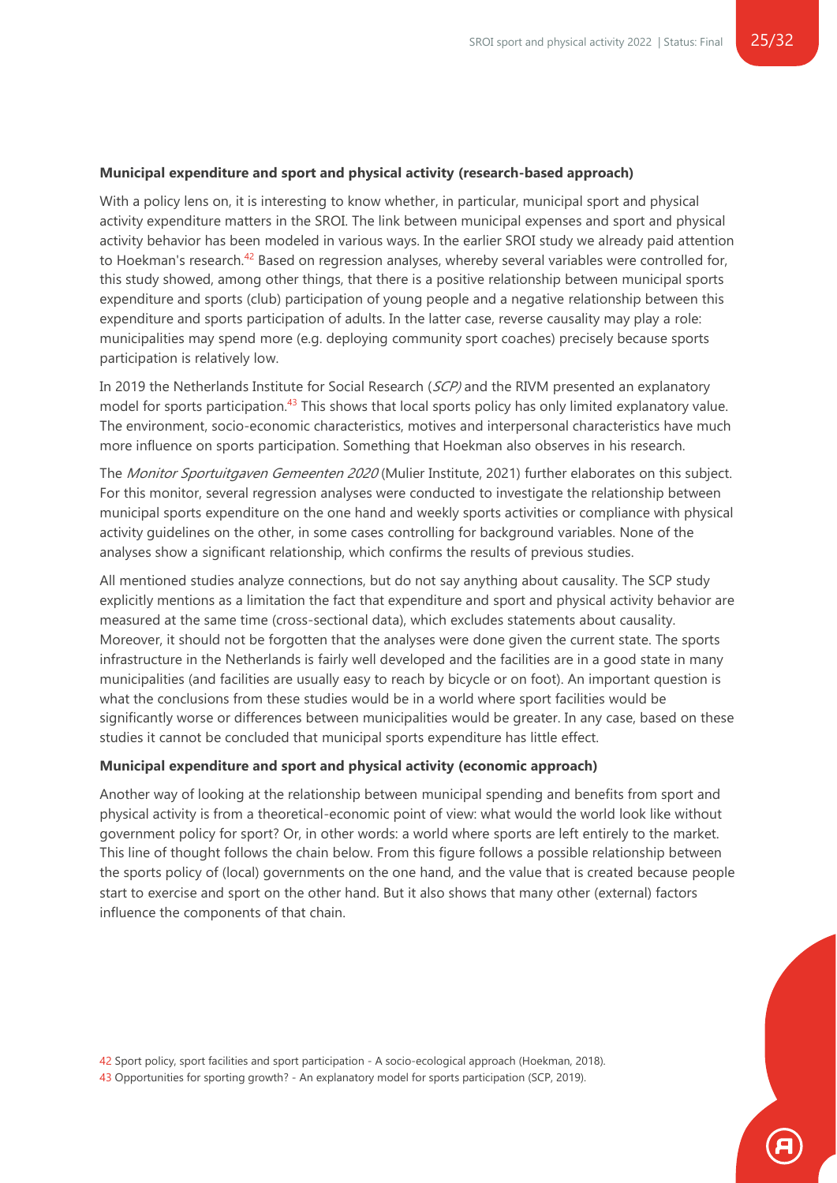**Municipal expenditure and sport and physical activity (research-based approach)**

With a policy lens on, it is interesting to know whether, in particular, municipal sport and physical activity expenditure matters in the SROI. The link between municipal expenses and sport and physical activity behavior has been modeled in various ways. In the earlier SROI study we already paid attention to Hoekman's research.[42] Based on regression analyses, whereby several variables were controlled for, this study showed, among other things, that there is a positive relationship between municipal sports expenditure and sports (club) participation of young people and a negative relationship between this expenditure and sports participation of adults. In the latter case, reverse causality may play a role: municipalities may spend more (e.g. deploying community sport coaches) precisely because sports participation is relatively low.

In 2019 the Netherlands Institute for Social Research (*SCP)* and the RIVM presented an explanatory model for sports participation.[43] This shows that local sports policy has only limited explanatory value. The environment, socio-economic characteristics, motives and interpersonal characteristics have much more influence on sports participation. Something that Hoekman also observes in his research.

The *Monitor Sportuitgaven Gemeenten 2020* (Mulier Institute, 2021) further elaborates on this subject. For this monitor, several regression analyses were conducted to investigate the relationship between municipal sports expenditure on the one hand and weekly sports activities or compliance with physical activity guidelines on the other, in some cases controlling for background variables. None of the analyses show a significant relationship, which confirms the results of previous studies.

All mentioned studies analyze connections, but do not say anything about causality. The SCP study explicitly mentions as a limitation the fact that expenditure and sport and physical activity behavior are measured at the same time (cross-sectional data), which excludes statements about causality. Moreover, it should not be forgotten that the analyses were done given the current state. The sports infrastructure in the Netherlands is fairly well developed and the facilities are in a good state in many municipalities (and facilities are usually easy to reach by bicycle or on foot). An important question is what the conclusions from these studies would be in a world where sport facilities would be significantly worse or differences between municipalities would be greater. In any case, based on these studies it cannot be concluded that municipal sports expenditure has little effect.

**Municipal expenditure and sport and physical activity (economic approach)**

Another way of looking at the relationship between municipal spending and benefits from sport and physical activity is from a theoretical-economic point of view: what would the world look like without government policy for sport? Or, in other words: a world where sports are left entirely to the market. This line of thought follows the chain below. From this figure follows a possible relationship between the sports policy of (local) governments on the one hand, and the value that is created because people start to exercise and sport on the other hand. But it also shows that many other (external) factors influence the components of that chain.

[42] Sport policy, sport facilities and sport participation - A socio-ecological approach (Hoekman, 2018).

[43] Opportunities for sporting growth? - An explanatory model for sports participation (SCP, 2019).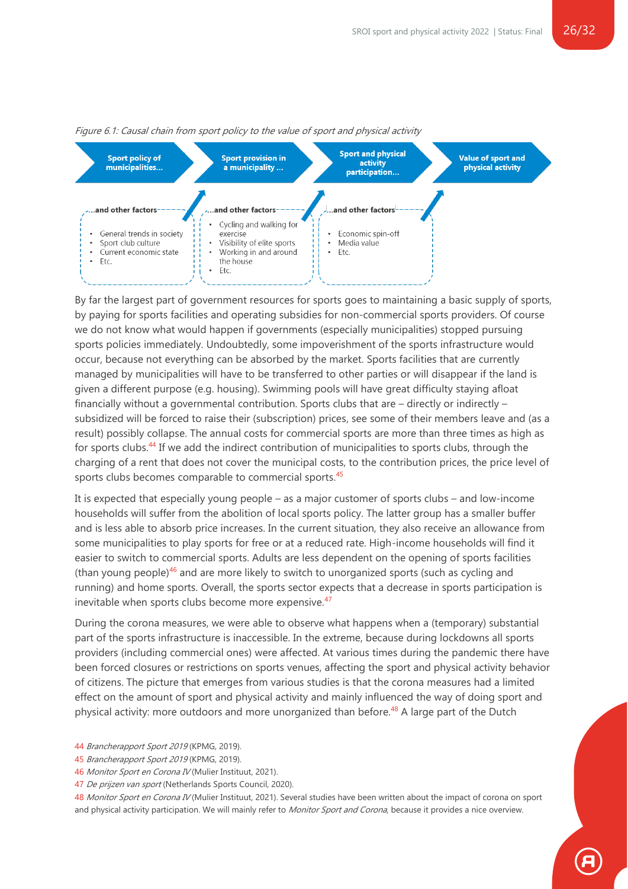*Figure 6.1: Causal chain from sport policy to the value of sport and physical activity*

**Sport policy of municipalities...** → **Sport provision in a municipality ...** → **Sport and physical activity participation...** → **Value of sport and physical activity**

**...and other factors**
- General trends in society
- Sport club culture
- Current economic state
- Etc.

**...and other factors**
- Cycling and walking for exercise
- Visibility of elite sports
- Working in and around the house
- Etc.

**...and other factors**
- Economic spin-off
- Media value
- Etc.

By far the largest part of government resources for sports goes to maintaining a basic supply of sports, by paying for sports facilities and operating subsidies for non-commercial sports providers. Of course we do not know what would happen if governments (especially municipalities) stopped pursuing sports policies immediately. Undoubtedly, some impoverishment of the sports infrastructure would occur, because not everything can be absorbed by the market. Sports facilities that are currently managed by municipalities will have to be transferred to other parties or will disappear if the land is given a different purpose (e.g. housing). Swimming pools will have great difficulty staying afloat financially without a governmental contribution. Sports clubs that are – directly or indirectly – subsidized will be forced to raise their (subscription) prices, see some of their members leave and (as a result) possibly collapse. The annual costs for commercial sports are more than three times as high as for sports clubs.[44] If we add the indirect contribution of municipalities to sports clubs, through the charging of a rent that does not cover the municipal costs, to the contribution prices, the price level of sports clubs becomes comparable to commercial sports.[45]

It is expected that especially young people – as a major customer of sports clubs – and low-income households will suffer from the abolition of local sports policy. The latter group has a smaller buffer and is less able to absorb price increases. In the current situation, they also receive an allowance from some municipalities to play sports for free or at a reduced rate. High-income households will find it easier to switch to commercial sports. Adults are less dependent on the opening of sports facilities (than young people)[46] and are more likely to switch to unorganized sports (such as cycling and running) and home sports. Overall, the sports sector expects that a decrease in sports participation is inevitable when sports clubs become more expensive.[47]

During the corona measures, we were able to observe what happens when a (temporary) substantial part of the sports infrastructure is inaccessible. In the extreme, because during lockdowns all sports providers (including commercial ones) were affected. At various times during the pandemic there have been forced closures or restrictions on sports venues, affecting the sport and physical activity behavior of citizens. The picture that emerges from various studies is that the corona measures had a limited effect on the amount of sport and physical activity and mainly influenced the way of doing sport and physical activity: more outdoors and more unorganized than before.[48] A large part of the Dutch

44 *Brancherapport Sport 2019* (KPMG, 2019).

45 *Brancherapport Sport 2019* (KPMG, 2019).

46 *Monitor Sport en Corona IV* (Mulier Instituut, 2021).

47 *De prijzen van sport* (Netherlands Sports Council, 2020).

48 *Monitor Sport en Corona IV* (Mulier Instituut, 2021). Several studies have been written about the impact of corona on sport and physical activity participation. We will mainly refer to *Monitor Sport and Corona*, because it provides a nice overview.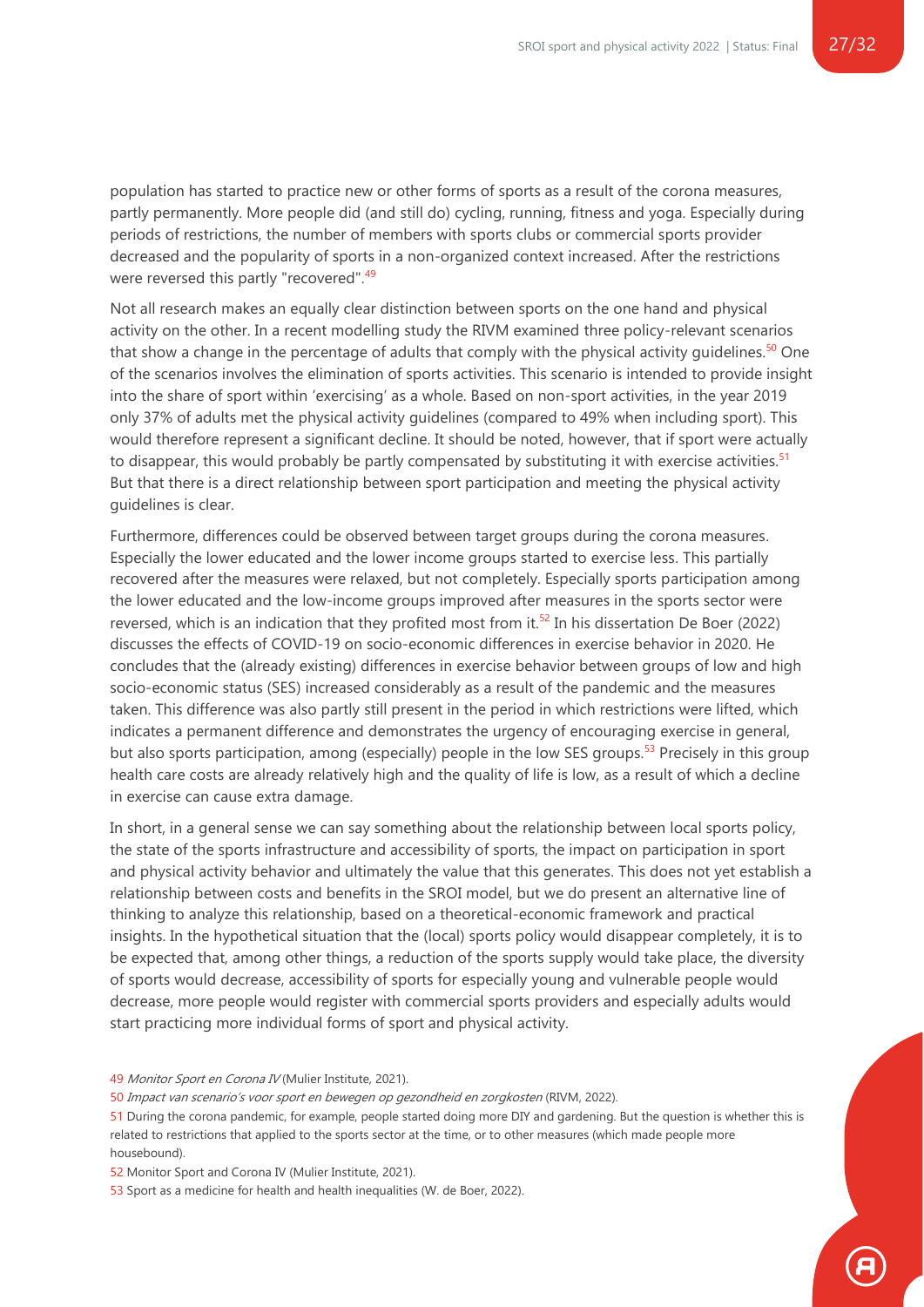population has started to practice new or other forms of sports as a result of the corona measures, partly permanently. More people did (and still do) cycling, running, fitness and yoga. Especially during periods of restrictions, the number of members with sports clubs or commercial sports provider decreased and the popularity of sports in a non-organized context increased. After the restrictions were reversed this partly "recovered".[49]

Not all research makes an equally clear distinction between sports on the one hand and physical activity on the other. In a recent modelling study the RIVM examined three policy-relevant scenarios that show a change in the percentage of adults that comply with the physical activity guidelines.[50] One of the scenarios involves the elimination of sports activities. This scenario is intended to provide insight into the share of sport within 'exercising' as a whole. Based on non-sport activities, in the year 2019 only 37% of adults met the physical activity guidelines (compared to 49% when including sport). This would therefore represent a significant decline. It should be noted, however, that if sport were actually to disappear, this would probably be partly compensated by substituting it with exercise activities.[51] But that there is a direct relationship between sport participation and meeting the physical activity guidelines is clear.

Furthermore, differences could be observed between target groups during the corona measures. Especially the lower educated and the lower income groups started to exercise less. This partially recovered after the measures were relaxed, but not completely. Especially sports participation among the lower educated and the low-income groups improved after measures in the sports sector were reversed, which is an indication that they profited most from it.[52] In his dissertation De Boer (2022) discusses the effects of COVID-19 on socio-economic differences in exercise behavior in 2020. He concludes that the (already existing) differences in exercise behavior between groups of low and high socio-economic status (SES) increased considerably as a result of the pandemic and the measures taken. This difference was also partly still present in the period in which restrictions were lifted, which indicates a permanent difference and demonstrates the urgency of encouraging exercise in general, but also sports participation, among (especially) people in the low SES groups.[53] Precisely in this group health care costs are already relatively high and the quality of life is low, as a result of which a decline in exercise can cause extra damage.

In short, in a general sense we can say something about the relationship between local sports policy, the state of the sports infrastructure and accessibility of sports, the impact on participation in sport and physical activity behavior and ultimately the value that this generates. This does not yet establish a relationship between costs and benefits in the SROI model, but we do present an alternative line of thinking to analyze this relationship, based on a theoretical-economic framework and practical insights. In the hypothetical situation that the (local) sports policy would disappear completely, it is to be expected that, among other things, a reduction of the sports supply would take place, the diversity of sports would decrease, accessibility of sports for especially young and vulnerable people would decrease, more people would register with commercial sports providers and especially adults would start practicing more individual forms of sport and physical activity.

---

49 *Monitor Sport en Corona IV* (Mulier Institute, 2021).

50 *Impact van scenario's voor sport en bewegen op gezondheid en zorgkosten* (RIVM, 2022).

51 During the corona pandemic, for example, people started doing more DIY and gardening. But the question is whether this is related to restrictions that applied to the sports sector at the time, or to other measures (which made people more housebound).

52 Monitor Sport and Corona IV (Mulier Institute, 2021).

53 Sport as a medicine for health and health inequalities (W. de Boer, 2022).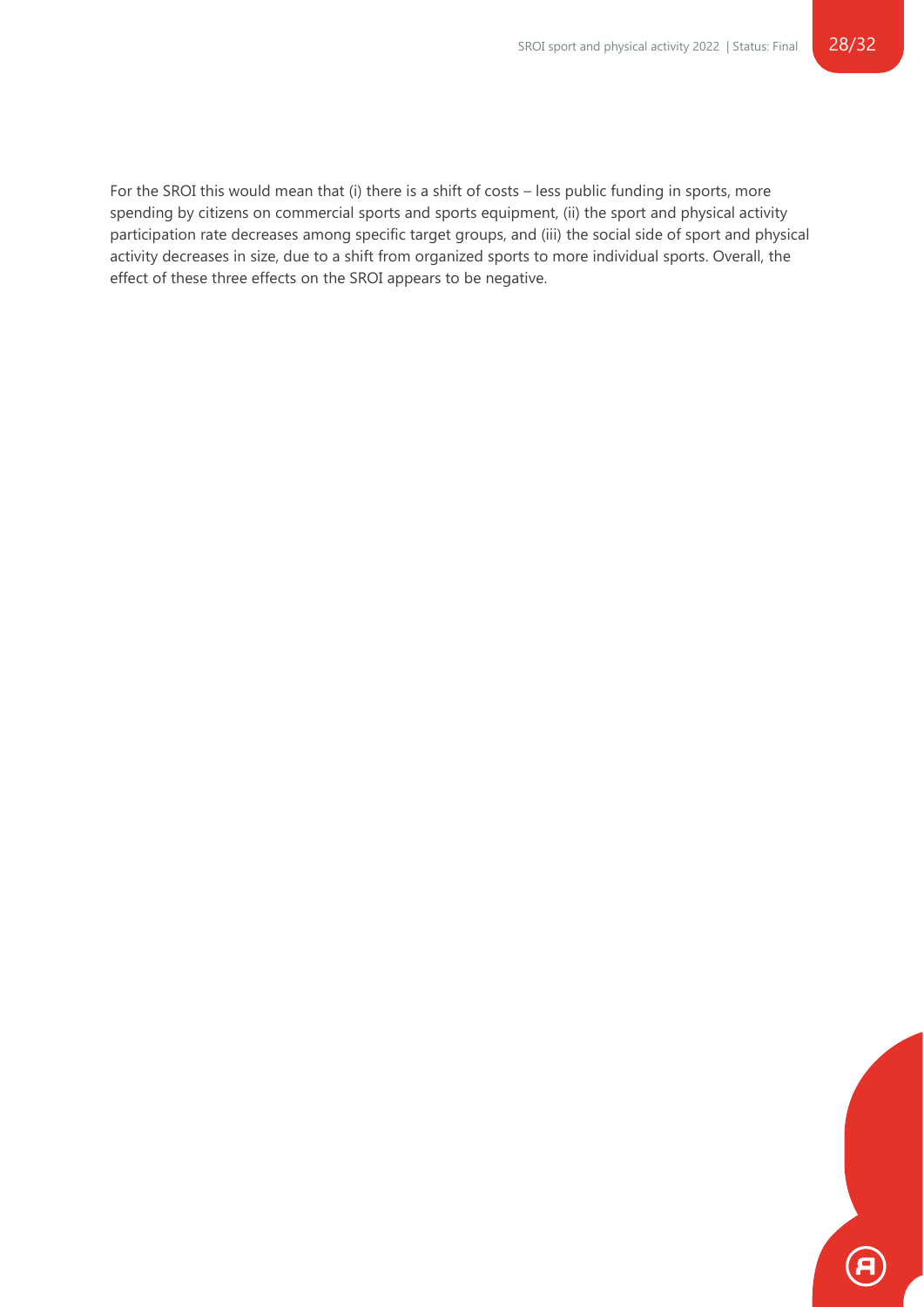For the SROI this would mean that (i) there is a shift of costs – less public funding in sports, more spending by citizens on commercial sports and sports equipment, (ii) the sport and physical activity participation rate decreases among specific target groups, and (iii) the social side of sport and physical activity decreases in size, due to a shift from organized sports to more individual sports. Overall, the effect of these three effects on the SROI appears to be negative.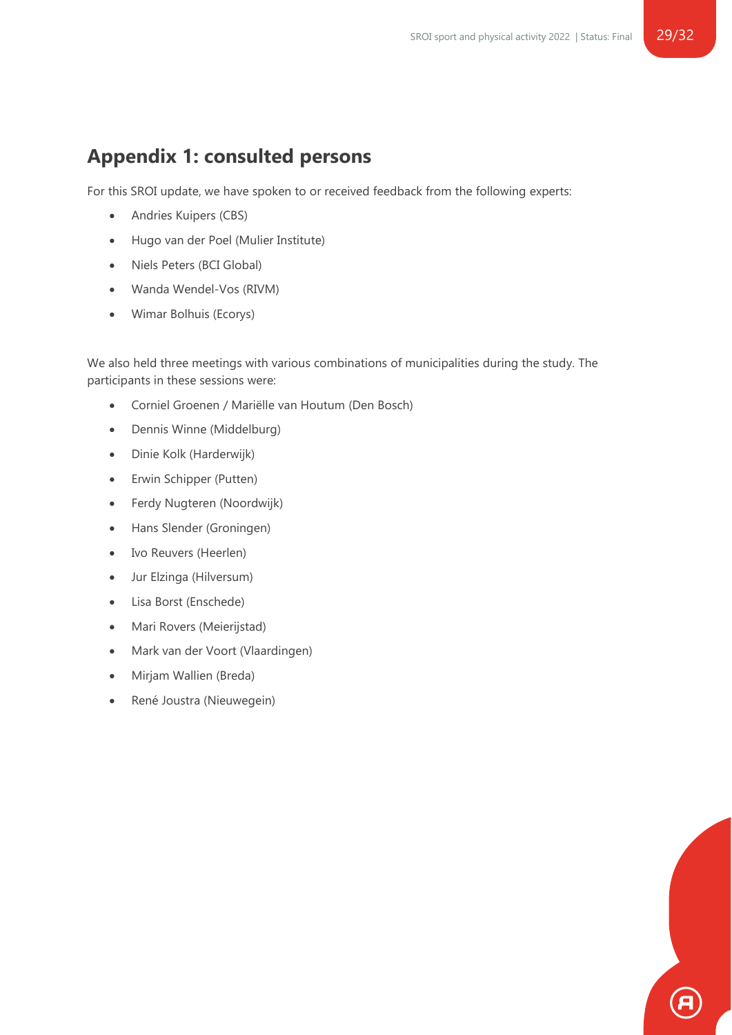## Appendix 1: consulted persons

For this SROI update, we have spoken to or received feedback from the following experts:

- Andries Kuipers (CBS)
- Hugo van der Poel (Mulier Institute)
- Niels Peters (BCI Global)
- Wanda Wendel-Vos (RIVM)
- Wimar Bolhuis (Ecorys)

We also held three meetings with various combinations of municipalities during the study. The participants in these sessions were:

- Corniel Groenen / Mariëlle van Houtum (Den Bosch)
- Dennis Winne (Middelburg)
- Dinie Kolk (Harderwijk)
- Erwin Schipper (Putten)
- Ferdy Nugteren (Noordwijk)
- Hans Slender (Groningen)
- Ivo Reuvers (Heerlen)
- Jur Elzinga (Hilversum)
- Lisa Borst (Enschede)
- Mari Rovers (Meierijstad)
- Mark van der Voort (Vlaardingen)
- Mirjam Wallien (Breda)
- René Joustra (Nieuwegein)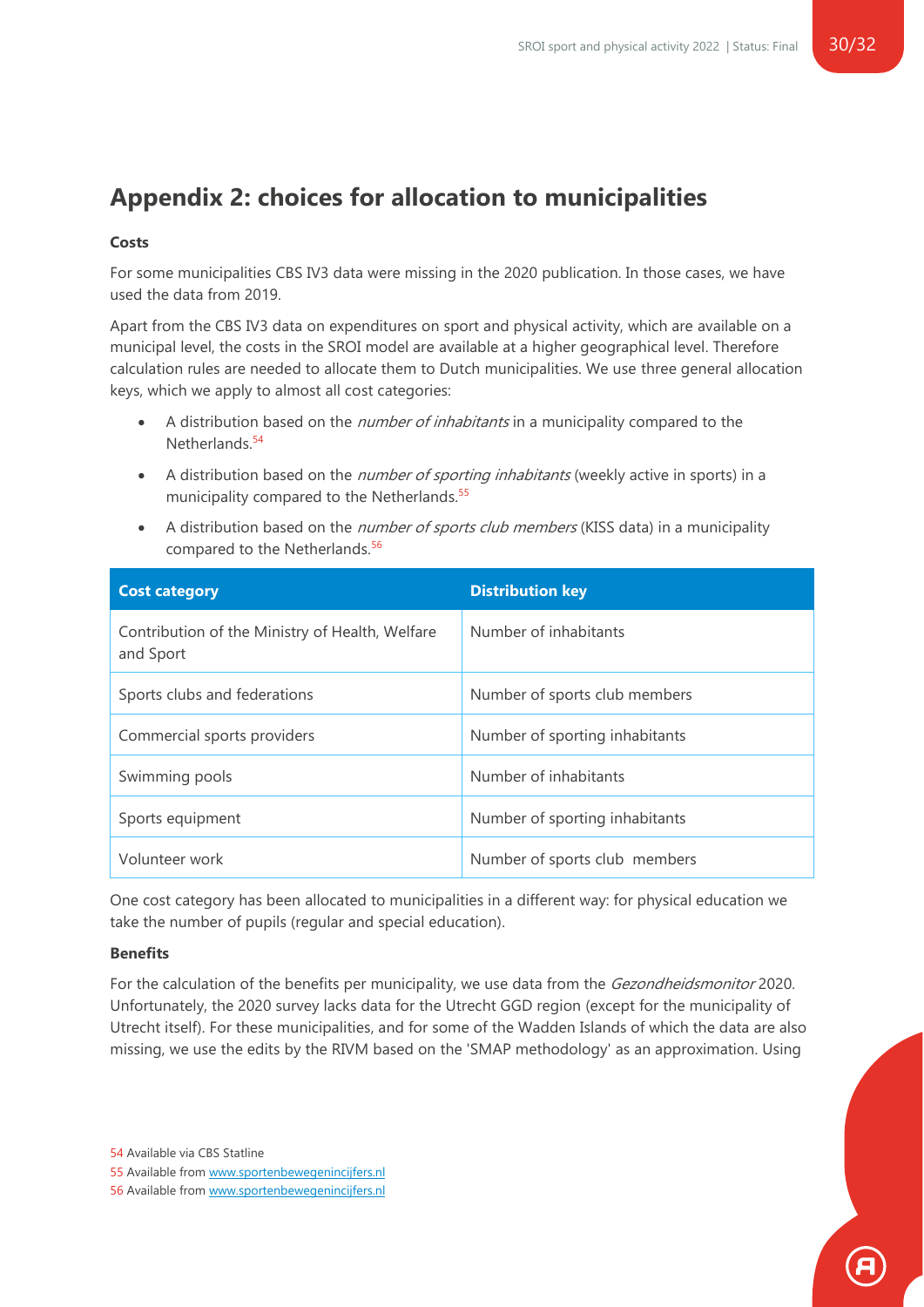# Appendix 2: choices for allocation to municipalities

**Costs**

For some municipalities CBS IV3 data were missing in the 2020 publication. In those cases, we have used the data from 2019.

Apart from the CBS IV3 data on expenditures on sport and physical activity, which are available on a municipal level, the costs in the SROI model are available at a higher geographical level. Therefore calculation rules are needed to allocate them to Dutch municipalities. We use three general allocation keys, which we apply to almost all cost categories:

- A distribution based on the *number of inhabitants* in a municipality compared to the Netherlands.[54]
- A distribution based on the *number of sporting inhabitants* (weekly active in sports) in a municipality compared to the Netherlands.[55]
- A distribution based on the *number of sports club members* (KISS data) in a municipality compared to the Netherlands.[56]

| Cost category | Distribution key |
|---|---|
| Contribution of the Ministry of Health, Welfare and Sport | Number of inhabitants |
| Sports clubs and federations | Number of sports club members |
| Commercial sports providers | Number of sporting inhabitants |
| Swimming pools | Number of inhabitants |
| Sports equipment | Number of sporting inhabitants |
| Volunteer work | Number of sports club members |

One cost category has been allocated to municipalities in a different way: for physical education we take the number of pupils (regular and special education).

**Benefits**

For the calculation of the benefits per municipality, we use data from the *Gezondheidsmonitor* 2020. Unfortunately, the 2020 survey lacks data for the Utrecht GGD region (except for the municipality of Utrecht itself). For these municipalities, and for some of the Wadden Islands of which the data are also missing, we use the edits by the RIVM based on the 'SMAP methodology' as an approximation. Using

54 Available via CBS Statline

55 Available from www.sportenbewegenincijfers.nl

56 Available from www.sportenbewegenincijfers.nl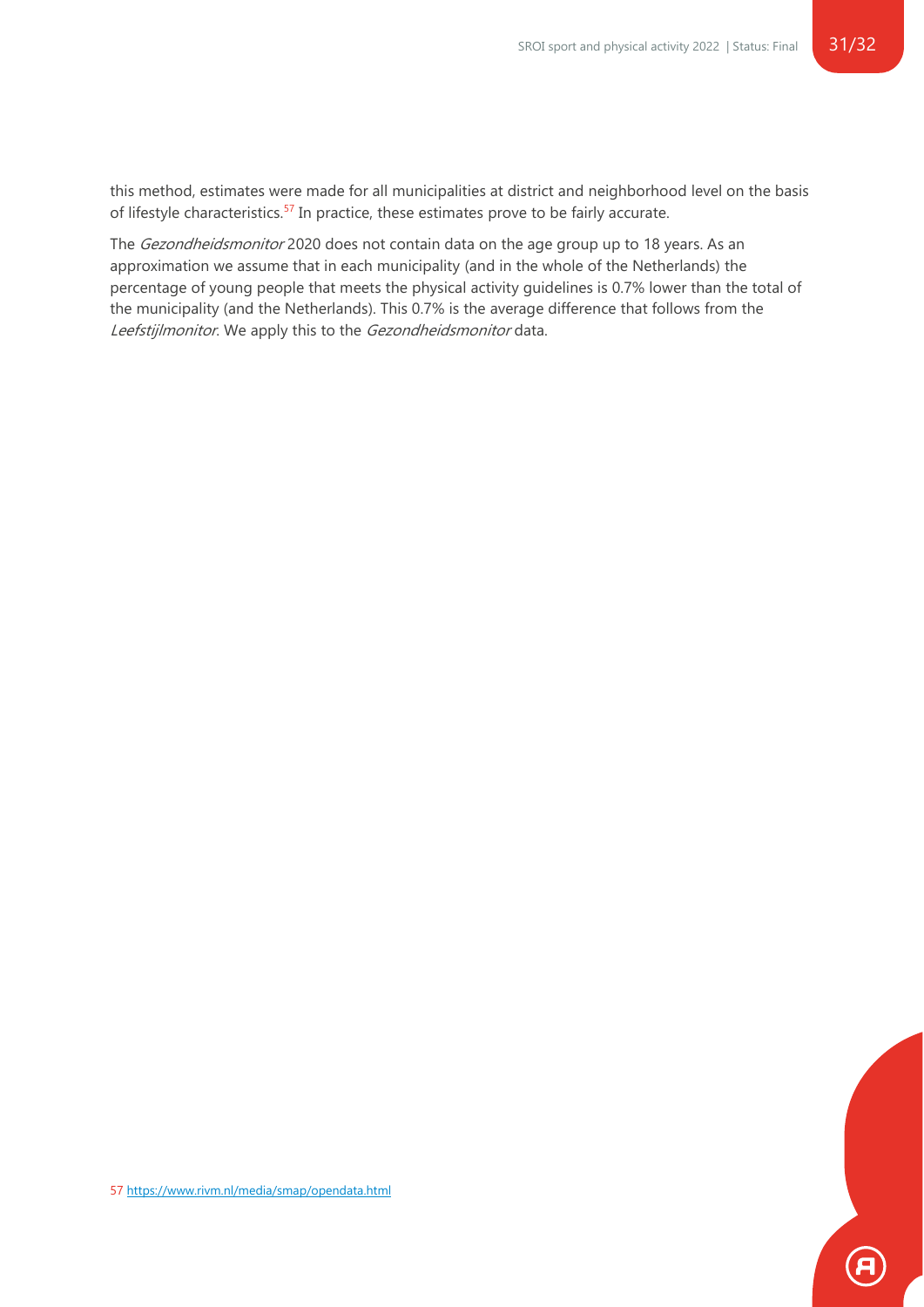this method, estimates were made for all municipalities at district and neighborhood level on the basis of lifestyle characteristics.[57] In practice, these estimates prove to be fairly accurate.

The *Gezondheidsmonitor* 2020 does not contain data on the age group up to 18 years. As an approximation we assume that in each municipality (and in the whole of the Netherlands) the percentage of young people that meets the physical activity guidelines is 0.7% lower than the total of the municipality (and the Netherlands). This 0.7% is the average difference that follows from the *Leefstijlmonitor*. We apply this to the *Gezondheidsmonitor* data.

57 https://www.rivm.nl/media/smap/opendata.html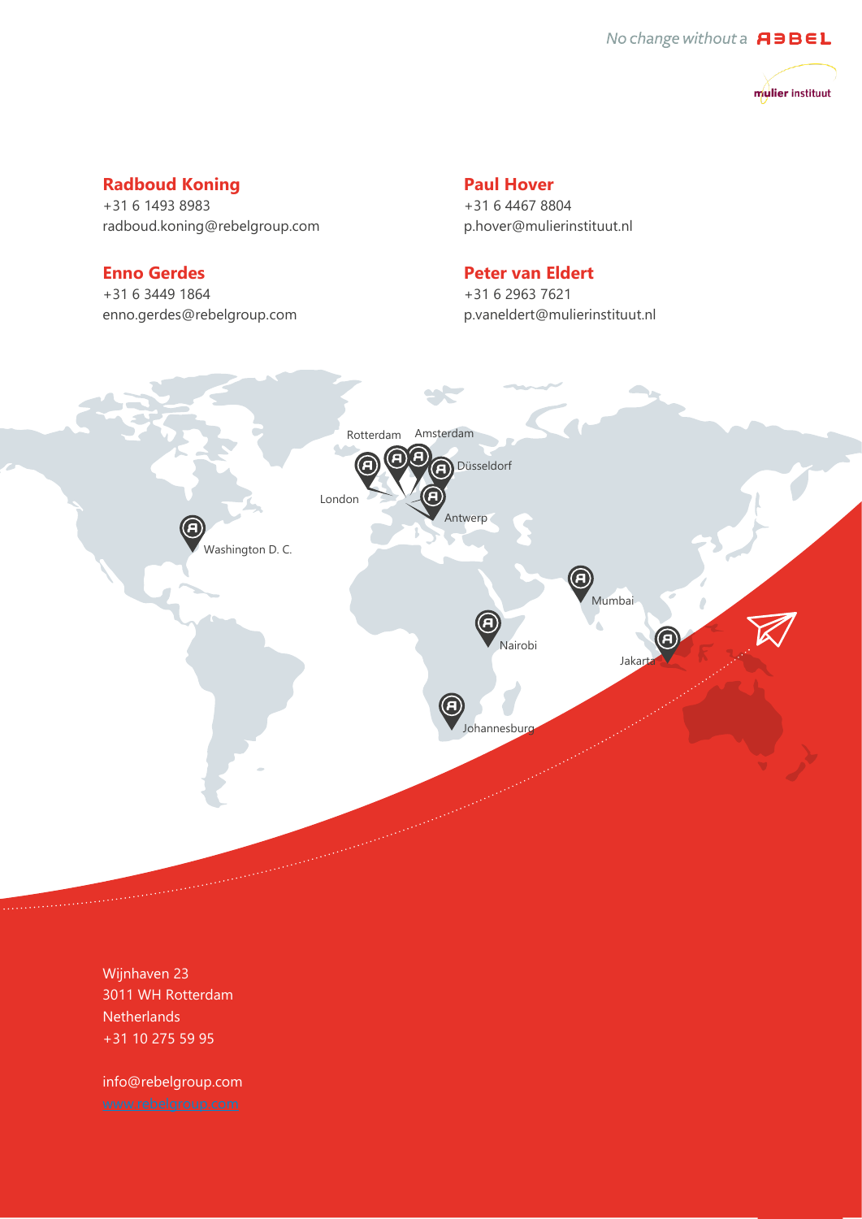*No change without a* REBEL

mulier instituut

**Radboud Koning**
+31 6 1493 8983
radboud.koning@rebelgroup.com

**Enno Gerdes**
+31 6 3449 1864
enno.gerdes@rebelgroup.com

**Paul Hover**
+31 6 4467 8804
p.hover@mulierinstituut.nl

**Peter van Eldert**
+31 6 2963 7621
p.vaneldert@mulierinstituut.nl

Rotterdam
Amsterdam
Düsseldorf
London
Antwerp
Washington D. C.
Mumbai
Nairobi
Jakarta
Johannesburg

Wijnhaven 23
3011 WH Rotterdam
Netherlands
+31 10 275 59 95

info@rebelgroup.com
www.rebelgroup.com